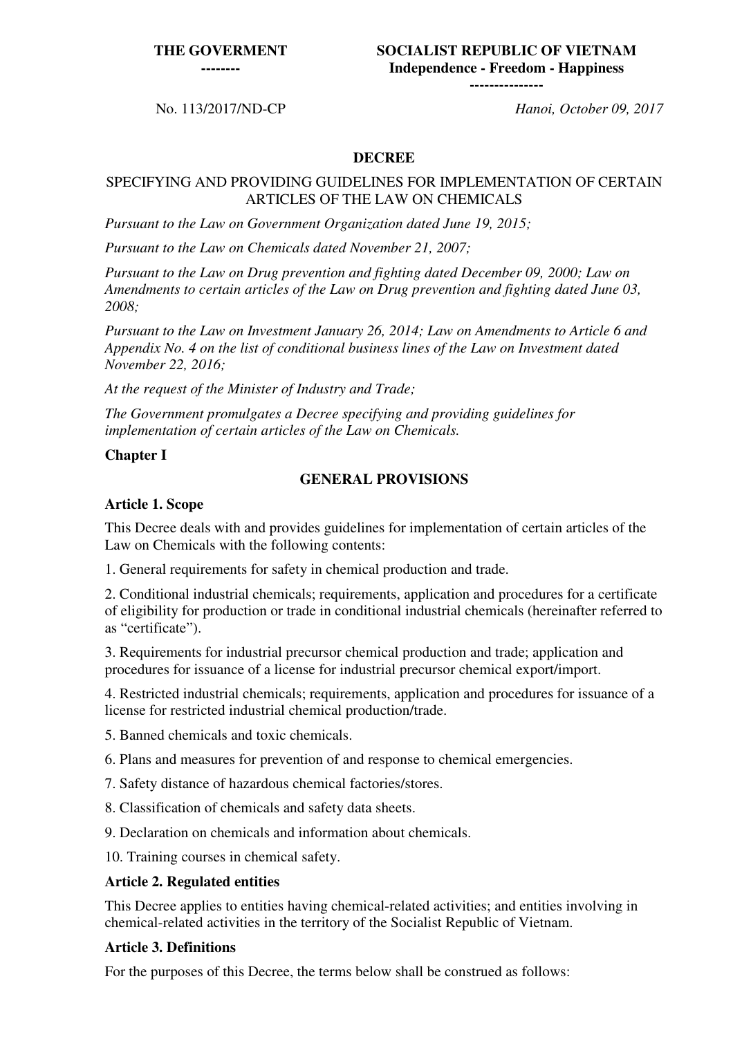**THE GOVERMENT**
**--------**

**SOCIALIST REPUBLIC OF VIETNAM**
**Independence - Freedom - Happiness**
**---------------**

No. 113/2017/ND-CP

*Hanoi, October 09, 2017*

# DECREE

## SPECIFYING AND PROVIDING GUIDELINES FOR IMPLEMENTATION OF CERTAIN ARTICLES OF THE LAW ON CHEMICALS

*Pursuant to the Law on Government Organization dated June 19, 2015;*

*Pursuant to the Law on Chemicals dated November 21, 2007;*

*Pursuant to the Law on Drug prevention and fighting dated December 09, 2000; Law on Amendments to certain articles of the Law on Drug prevention and fighting dated June 03, 2008;*

*Pursuant to the Law on Investment January 26, 2014; Law on Amendments to Article 6 and Appendix No. 4 on the list of conditional business lines of the Law on Investment dated November 22, 2016;*

*At the request of the Minister of Industry and Trade;*

*The Government promulgates a Decree specifying and providing guidelines for implementation of certain articles of the Law on Chemicals.*

## Chapter I

## GENERAL PROVISIONS

### Article 1. Scope

This Decree deals with and provides guidelines for implementation of certain articles of the Law on Chemicals with the following contents:

1. General requirements for safety in chemical production and trade.

2. Conditional industrial chemicals; requirements, application and procedures for a certificate of eligibility for production or trade in conditional industrial chemicals (hereinafter referred to as "certificate").

3. Requirements for industrial precursor chemical production and trade; application and procedures for issuance of a license for industrial precursor chemical export/import.

4. Restricted industrial chemicals; requirements, application and procedures for issuance of a license for restricted industrial chemical production/trade.

5. Banned chemicals and toxic chemicals.

6. Plans and measures for prevention of and response to chemical emergencies.

7. Safety distance of hazardous chemical factories/stores.

8. Classification of chemicals and safety data sheets.

9. Declaration on chemicals and information about chemicals.

10. Training courses in chemical safety.

### Article 2. Regulated entities

This Decree applies to entities having chemical-related activities; and entities involving in chemical-related activities in the territory of the Socialist Republic of Vietnam.

### Article 3. Definitions

For the purposes of this Decree, the terms below shall be construed as follows: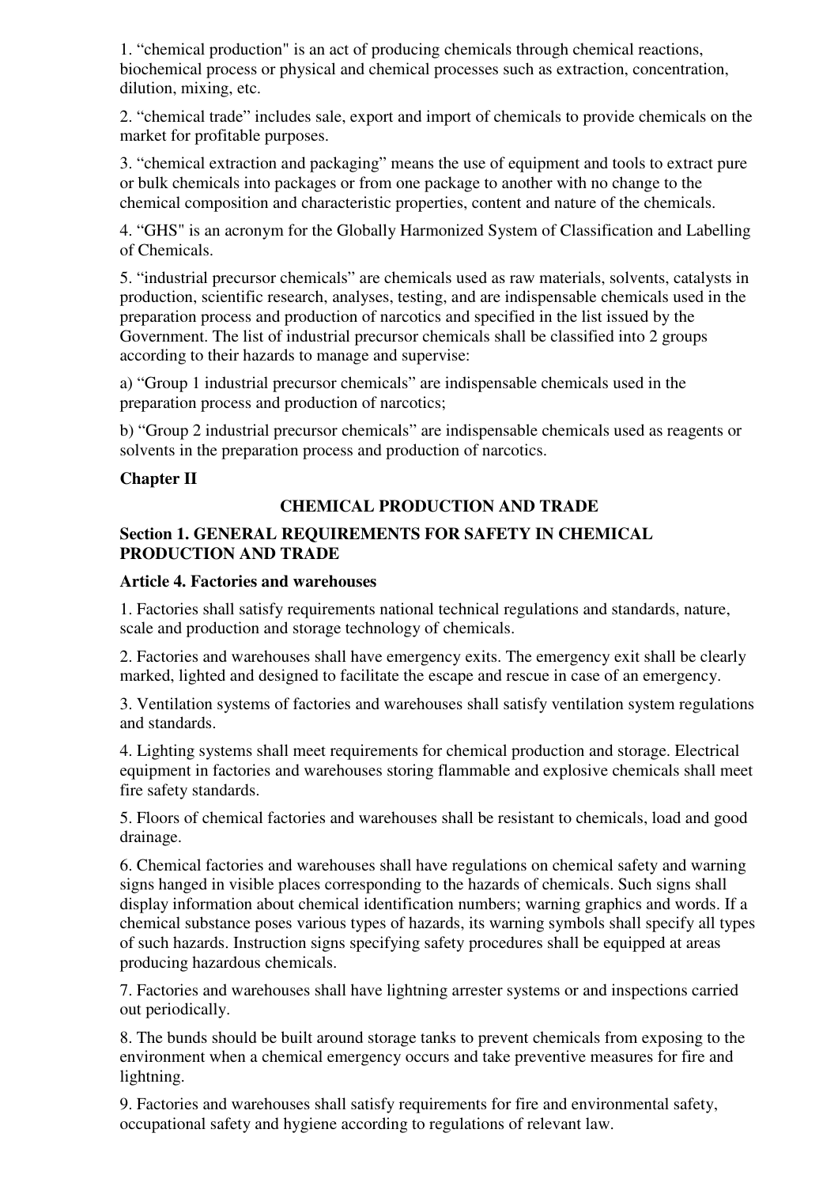1. “chemical production" is an act of producing chemicals through chemical reactions, biochemical process or physical and chemical processes such as extraction, concentration, dilution, mixing, etc.

2. “chemical trade” includes sale, export and import of chemicals to provide chemicals on the market for profitable purposes.

3. “chemical extraction and packaging” means the use of equipment and tools to extract pure or bulk chemicals into packages or from one package to another with no change to the chemical composition and characteristic properties, content and nature of the chemicals.

4. “GHS" is an acronym for the Globally Harmonized System of Classification and Labelling of Chemicals.

5. “industrial precursor chemicals” are chemicals used as raw materials, solvents, catalysts in production, scientific research, analyses, testing, and are indispensable chemicals used in the preparation process and production of narcotics and specified in the list issued by the Government. The list of industrial precursor chemicals shall be classified into 2 groups according to their hazards to manage and supervise:

a) “Group 1 industrial precursor chemicals” are indispensable chemicals used in the preparation process and production of narcotics;

b) “Group 2 industrial precursor chemicals” are indispensable chemicals used as reagents or solvents in the preparation process and production of narcotics.

## Chapter II

## CHEMICAL PRODUCTION AND TRADE

### Section 1. GENERAL REQUIREMENTS FOR SAFETY IN CHEMICAL PRODUCTION AND TRADE

#### Article 4. Factories and warehouses

1. Factories shall satisfy requirements national technical regulations and standards, nature, scale and production and storage technology of chemicals.

2. Factories and warehouses shall have emergency exits. The emergency exit shall be clearly marked, lighted and designed to facilitate the escape and rescue in case of an emergency.

3. Ventilation systems of factories and warehouses shall satisfy ventilation system regulations and standards.

4. Lighting systems shall meet requirements for chemical production and storage. Electrical equipment in factories and warehouses storing flammable and explosive chemicals shall meet fire safety standards.

5. Floors of chemical factories and warehouses shall be resistant to chemicals, load and good drainage.

6. Chemical factories and warehouses shall have regulations on chemical safety and warning signs hanged in visible places corresponding to the hazards of chemicals. Such signs shall display information about chemical identification numbers; warning graphics and words. If a chemical substance poses various types of hazards, its warning symbols shall specify all types of such hazards. Instruction signs specifying safety procedures shall be equipped at areas producing hazardous chemicals.

7. Factories and warehouses shall have lightning arrester systems or and inspections carried out periodically.

8. The bunds should be built around storage tanks to prevent chemicals from exposing to the environment when a chemical emergency occurs and take preventive measures for fire and lightning.

9. Factories and warehouses shall satisfy requirements for fire and environmental safety, occupational safety and hygiene according to regulations of relevant law.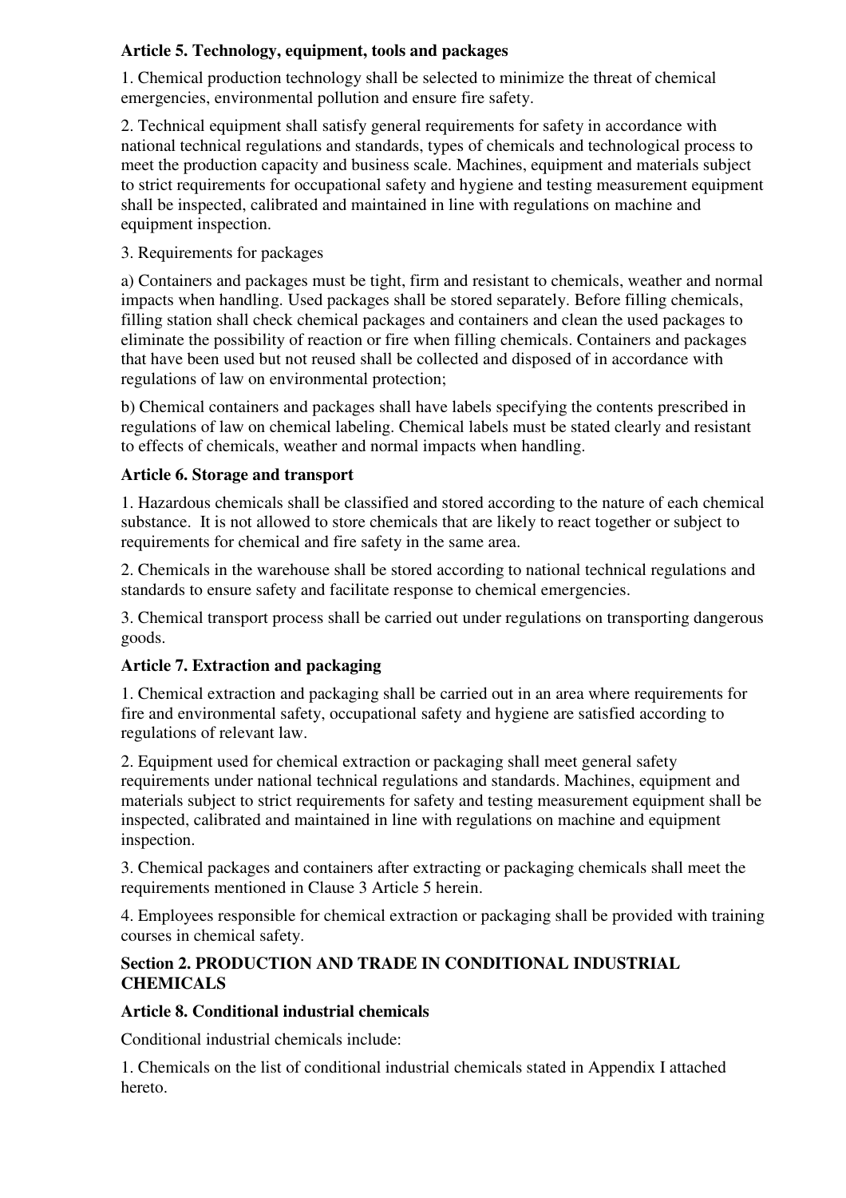**Article 5. Technology, equipment, tools and packages**

1. Chemical production technology shall be selected to minimize the threat of chemical emergencies, environmental pollution and ensure fire safety.

2. Technical equipment shall satisfy general requirements for safety in accordance with national technical regulations and standards, types of chemicals and technological process to meet the production capacity and business scale. Machines, equipment and materials subject to strict requirements for occupational safety and hygiene and testing measurement equipment shall be inspected, calibrated and maintained in line with regulations on machine and equipment inspection.

3. Requirements for packages

a) Containers and packages must be tight, firm and resistant to chemicals, weather and normal impacts when handling. Used packages shall be stored separately. Before filling chemicals, filling station shall check chemical packages and containers and clean the used packages to eliminate the possibility of reaction or fire when filling chemicals. Containers and packages that have been used but not reused shall be collected and disposed of in accordance with regulations of law on environmental protection;

b) Chemical containers and packages shall have labels specifying the contents prescribed in regulations of law on chemical labeling. Chemical labels must be stated clearly and resistant to effects of chemicals, weather and normal impacts when handling.

**Article 6. Storage and transport**

1. Hazardous chemicals shall be classified and stored according to the nature of each chemical substance. It is not allowed to store chemicals that are likely to react together or subject to requirements for chemical and fire safety in the same area.

2. Chemicals in the warehouse shall be stored according to national technical regulations and standards to ensure safety and facilitate response to chemical emergencies.

3. Chemical transport process shall be carried out under regulations on transporting dangerous goods.

**Article 7. Extraction and packaging**

1. Chemical extraction and packaging shall be carried out in an area where requirements for fire and environmental safety, occupational safety and hygiene are satisfied according to regulations of relevant law.

2. Equipment used for chemical extraction or packaging shall meet general safety requirements under national technical regulations and standards. Machines, equipment and materials subject to strict requirements for safety and testing measurement equipment shall be inspected, calibrated and maintained in line with regulations on machine and equipment inspection.

3. Chemical packages and containers after extracting or packaging chemicals shall meet the requirements mentioned in Clause 3 Article 5 herein.

4. Employees responsible for chemical extraction or packaging shall be provided with training courses in chemical safety.

**Section 2. PRODUCTION AND TRADE IN CONDITIONAL INDUSTRIAL CHEMICALS**

**Article 8. Conditional industrial chemicals**

Conditional industrial chemicals include:

1. Chemicals on the list of conditional industrial chemicals stated in Appendix I attached hereto.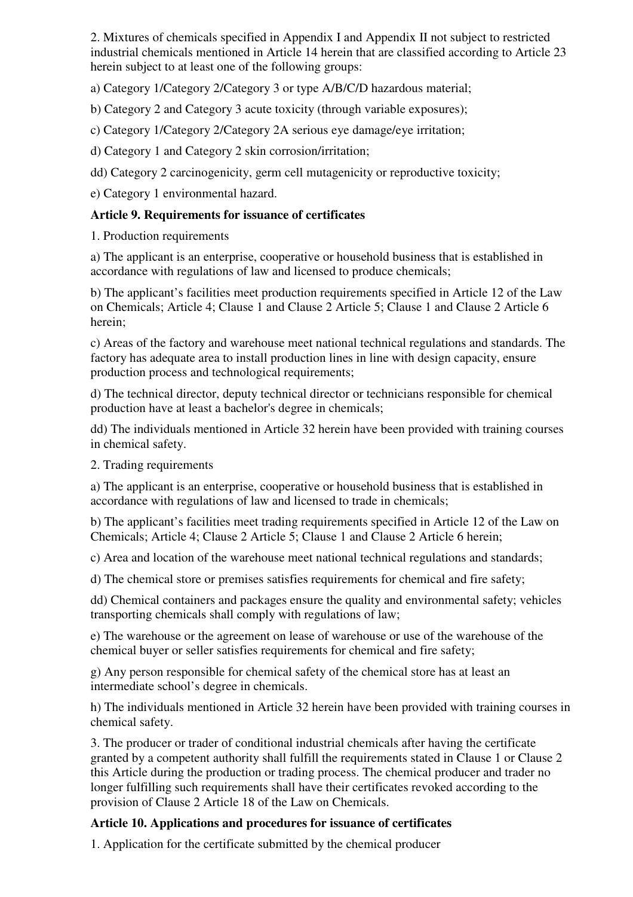2. Mixtures of chemicals specified in Appendix I and Appendix II not subject to restricted industrial chemicals mentioned in Article 14 herein that are classified according to Article 23 herein subject to at least one of the following groups:

a) Category 1/Category 2/Category 3 or type A/B/C/D hazardous material;

b) Category 2 and Category 3 acute toxicity (through variable exposures);

c) Category 1/Category 2/Category 2A serious eye damage/eye irritation;

d) Category 1 and Category 2 skin corrosion/irritation;

dd) Category 2 carcinogenicity, germ cell mutagenicity or reproductive toxicity;

e) Category 1 environmental hazard.

**Article 9. Requirements for issuance of certificates**

1. Production requirements

a) The applicant is an enterprise, cooperative or household business that is established in accordance with regulations of law and licensed to produce chemicals;

b) The applicant's facilities meet production requirements specified in Article 12 of the Law on Chemicals; Article 4; Clause 1 and Clause 2 Article 5; Clause 1 and Clause 2 Article 6 herein;

c) Areas of the factory and warehouse meet national technical regulations and standards. The factory has adequate area to install production lines in line with design capacity, ensure production process and technological requirements;

d) The technical director, deputy technical director or technicians responsible for chemical production have at least a bachelor's degree in chemicals;

dd) The individuals mentioned in Article 32 herein have been provided with training courses in chemical safety.

2. Trading requirements

a) The applicant is an enterprise, cooperative or household business that is established in accordance with regulations of law and licensed to trade in chemicals;

b) The applicant's facilities meet trading requirements specified in Article 12 of the Law on Chemicals; Article 4; Clause 2 Article 5; Clause 1 and Clause 2 Article 6 herein;

c) Area and location of the warehouse meet national technical regulations and standards;

d) The chemical store or premises satisfies requirements for chemical and fire safety;

dd) Chemical containers and packages ensure the quality and environmental safety; vehicles transporting chemicals shall comply with regulations of law;

e) The warehouse or the agreement on lease of warehouse or use of the warehouse of the chemical buyer or seller satisfies requirements for chemical and fire safety;

g) Any person responsible for chemical safety of the chemical store has at least an intermediate school's degree in chemicals.

h) The individuals mentioned in Article 32 herein have been provided with training courses in chemical safety.

3. The producer or trader of conditional industrial chemicals after having the certificate granted by a competent authority shall fulfill the requirements stated in Clause 1 or Clause 2 this Article during the production or trading process. The chemical producer and trader no longer fulfilling such requirements shall have their certificates revoked according to the provision of Clause 2 Article 18 of the Law on Chemicals.

**Article 10. Applications and procedures for issuance of certificates**

1. Application for the certificate submitted by the chemical producer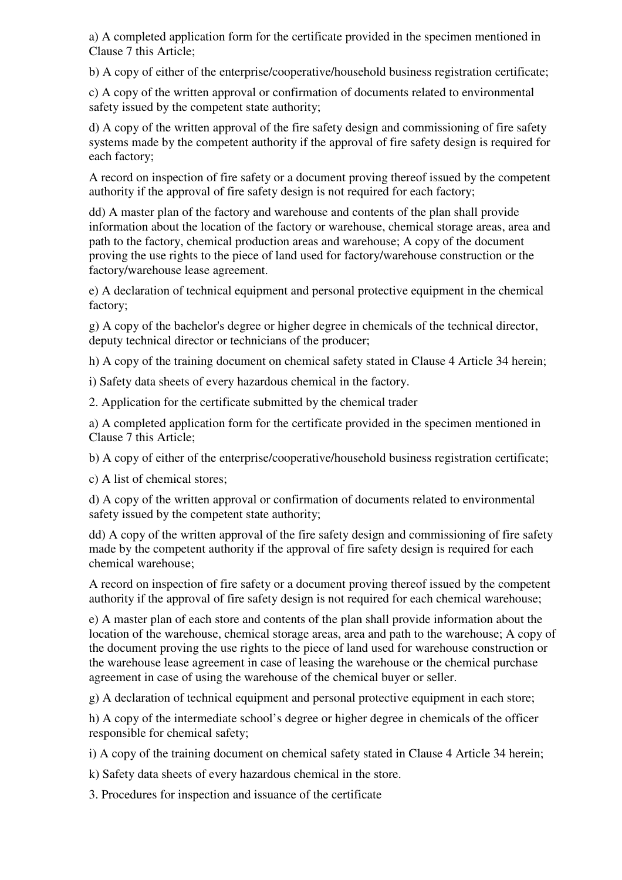a) A completed application form for the certificate provided in the specimen mentioned in Clause 7 this Article;

b) A copy of either of the enterprise/cooperative/household business registration certificate;

c) A copy of the written approval or confirmation of documents related to environmental safety issued by the competent state authority;

d) A copy of the written approval of the fire safety design and commissioning of fire safety systems made by the competent authority if the approval of fire safety design is required for each factory;

A record on inspection of fire safety or a document proving thereof issued by the competent authority if the approval of fire safety design is not required for each factory;

dd) A master plan of the factory and warehouse and contents of the plan shall provide information about the location of the factory or warehouse, chemical storage areas, area and path to the factory, chemical production areas and warehouse; A copy of the document proving the use rights to the piece of land used for factory/warehouse construction or the factory/warehouse lease agreement.

e) A declaration of technical equipment and personal protective equipment in the chemical factory;

g) A copy of the bachelor's degree or higher degree in chemicals of the technical director, deputy technical director or technicians of the producer;

h) A copy of the training document on chemical safety stated in Clause 4 Article 34 herein;

i) Safety data sheets of every hazardous chemical in the factory.

2. Application for the certificate submitted by the chemical trader

a) A completed application form for the certificate provided in the specimen mentioned in Clause 7 this Article;

b) A copy of either of the enterprise/cooperative/household business registration certificate;

c) A list of chemical stores;

d) A copy of the written approval or confirmation of documents related to environmental safety issued by the competent state authority;

dd) A copy of the written approval of the fire safety design and commissioning of fire safety made by the competent authority if the approval of fire safety design is required for each chemical warehouse;

A record on inspection of fire safety or a document proving thereof issued by the competent authority if the approval of fire safety design is not required for each chemical warehouse;

e) A master plan of each store and contents of the plan shall provide information about the location of the warehouse, chemical storage areas, area and path to the warehouse; A copy of the document proving the use rights to the piece of land used for warehouse construction or the warehouse lease agreement in case of leasing the warehouse or the chemical purchase agreement in case of using the warehouse of the chemical buyer or seller.

g) A declaration of technical equipment and personal protective equipment in each store;

h) A copy of the intermediate school's degree or higher degree in chemicals of the officer responsible for chemical safety;

i) A copy of the training document on chemical safety stated in Clause 4 Article 34 herein;

k) Safety data sheets of every hazardous chemical in the store.

3. Procedures for inspection and issuance of the certificate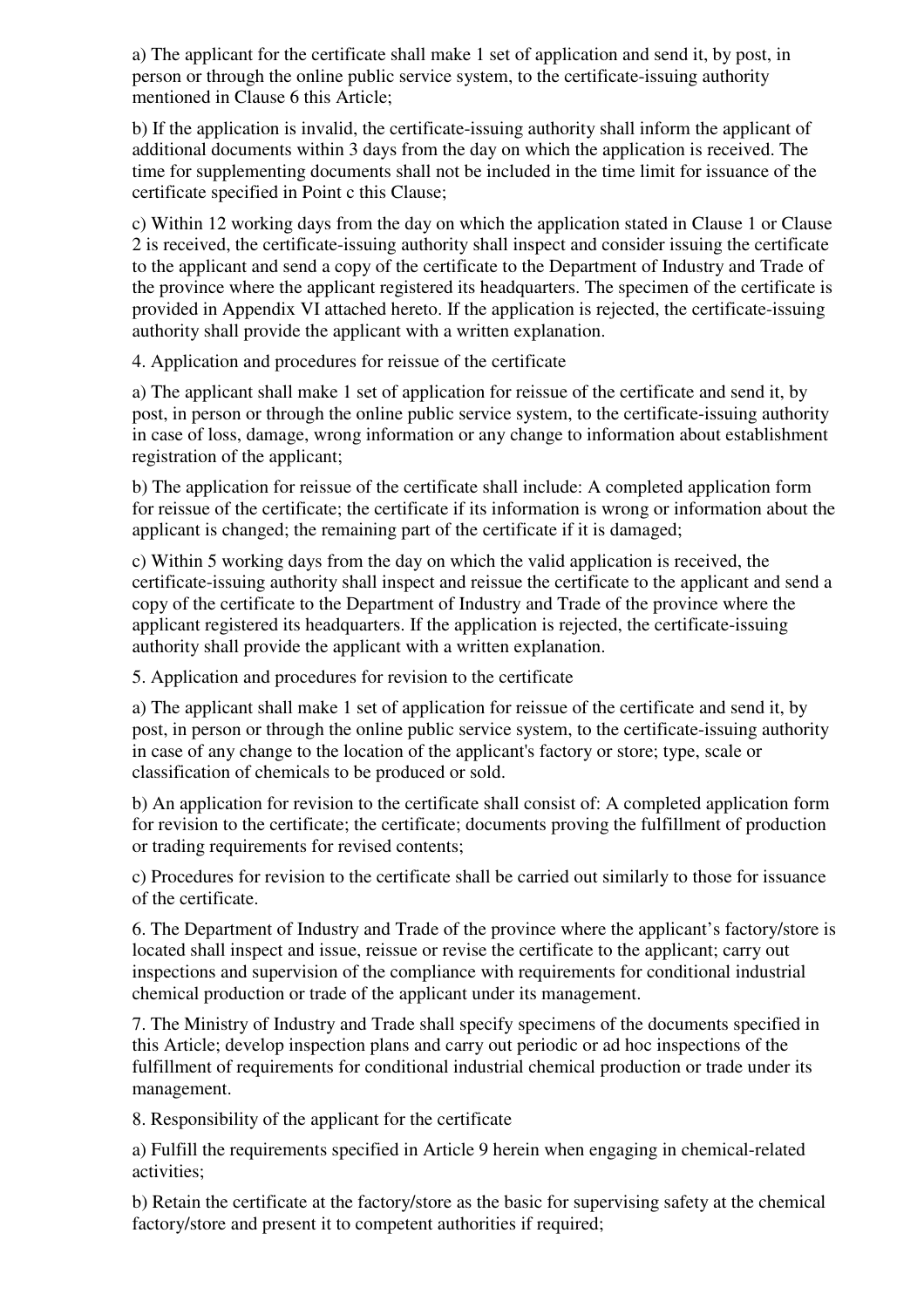a) The applicant for the certificate shall make 1 set of application and send it, by post, in person or through the online public service system, to the certificate-issuing authority mentioned in Clause 6 this Article;

b) If the application is invalid, the certificate-issuing authority shall inform the applicant of additional documents within 3 days from the day on which the application is received. The time for supplementing documents shall not be included in the time limit for issuance of the certificate specified in Point c this Clause;

c) Within 12 working days from the day on which the application stated in Clause 1 or Clause 2 is received, the certificate-issuing authority shall inspect and consider issuing the certificate to the applicant and send a copy of the certificate to the Department of Industry and Trade of the province where the applicant registered its headquarters. The specimen of the certificate is provided in Appendix VI attached hereto. If the application is rejected, the certificate-issuing authority shall provide the applicant with a written explanation.

4. Application and procedures for reissue of the certificate

a) The applicant shall make 1 set of application for reissue of the certificate and send it, by post, in person or through the online public service system, to the certificate-issuing authority in case of loss, damage, wrong information or any change to information about establishment registration of the applicant;

b) The application for reissue of the certificate shall include: A completed application form for reissue of the certificate; the certificate if its information is wrong or information about the applicant is changed; the remaining part of the certificate if it is damaged;

c) Within 5 working days from the day on which the valid application is received, the certificate-issuing authority shall inspect and reissue the certificate to the applicant and send a copy of the certificate to the Department of Industry and Trade of the province where the applicant registered its headquarters. If the application is rejected, the certificate-issuing authority shall provide the applicant with a written explanation.

5. Application and procedures for revision to the certificate

a) The applicant shall make 1 set of application for reissue of the certificate and send it, by post, in person or through the online public service system, to the certificate-issuing authority in case of any change to the location of the applicant's factory or store; type, scale or classification of chemicals to be produced or sold.

b) An application for revision to the certificate shall consist of: A completed application form for revision to the certificate; the certificate; documents proving the fulfillment of production or trading requirements for revised contents;

c) Procedures for revision to the certificate shall be carried out similarly to those for issuance of the certificate.

6. The Department of Industry and Trade of the province where the applicant's factory/store is located shall inspect and issue, reissue or revise the certificate to the applicant; carry out inspections and supervision of the compliance with requirements for conditional industrial chemical production or trade of the applicant under its management.

7. The Ministry of Industry and Trade shall specify specimens of the documents specified in this Article; develop inspection plans and carry out periodic or ad hoc inspections of the fulfillment of requirements for conditional industrial chemical production or trade under its management.

8. Responsibility of the applicant for the certificate

a) Fulfill the requirements specified in Article 9 herein when engaging in chemical-related activities;

b) Retain the certificate at the factory/store as the basic for supervising safety at the chemical factory/store and present it to competent authorities if required;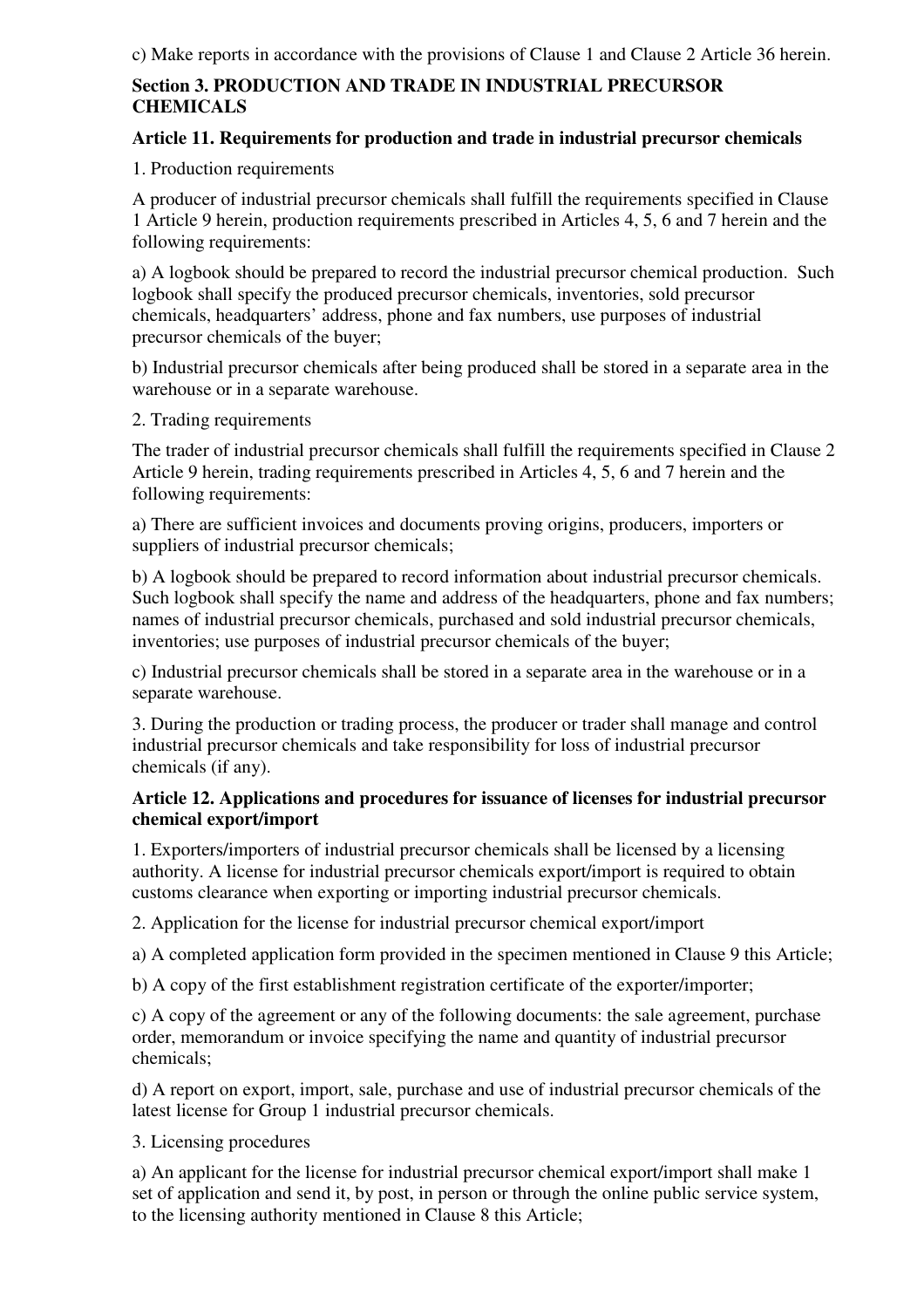c) Make reports in accordance with the provisions of Clause 1 and Clause 2 Article 36 herein.

## Section 3. PRODUCTION AND TRADE IN INDUSTRIAL PRECURSOR CHEMICALS

### Article 11. Requirements for production and trade in industrial precursor chemicals

1. Production requirements

A producer of industrial precursor chemicals shall fulfill the requirements specified in Clause 1 Article 9 herein, production requirements prescribed in Articles 4, 5, 6 and 7 herein and the following requirements:

a) A logbook should be prepared to record the industrial precursor chemical production. Such logbook shall specify the produced precursor chemicals, inventories, sold precursor chemicals, headquarters' address, phone and fax numbers, use purposes of industrial precursor chemicals of the buyer;

b) Industrial precursor chemicals after being produced shall be stored in a separate area in the warehouse or in a separate warehouse.

2. Trading requirements

The trader of industrial precursor chemicals shall fulfill the requirements specified in Clause 2 Article 9 herein, trading requirements prescribed in Articles 4, 5, 6 and 7 herein and the following requirements:

a) There are sufficient invoices and documents proving origins, producers, importers or suppliers of industrial precursor chemicals;

b) A logbook should be prepared to record information about industrial precursor chemicals. Such logbook shall specify the name and address of the headquarters, phone and fax numbers; names of industrial precursor chemicals, purchased and sold industrial precursor chemicals, inventories; use purposes of industrial precursor chemicals of the buyer;

c) Industrial precursor chemicals shall be stored in a separate area in the warehouse or in a separate warehouse.

3. During the production or trading process, the producer or trader shall manage and control industrial precursor chemicals and take responsibility for loss of industrial precursor chemicals (if any).

### Article 12. Applications and procedures for issuance of licenses for industrial precursor chemical export/import

1. Exporters/importers of industrial precursor chemicals shall be licensed by a licensing authority. A license for industrial precursor chemicals export/import is required to obtain customs clearance when exporting or importing industrial precursor chemicals.

2. Application for the license for industrial precursor chemical export/import

a) A completed application form provided in the specimen mentioned in Clause 9 this Article;

b) A copy of the first establishment registration certificate of the exporter/importer;

c) A copy of the agreement or any of the following documents: the sale agreement, purchase order, memorandum or invoice specifying the name and quantity of industrial precursor chemicals;

d) A report on export, import, sale, purchase and use of industrial precursor chemicals of the latest license for Group 1 industrial precursor chemicals.

3. Licensing procedures

a) An applicant for the license for industrial precursor chemical export/import shall make 1 set of application and send it, by post, in person or through the online public service system, to the licensing authority mentioned in Clause 8 this Article;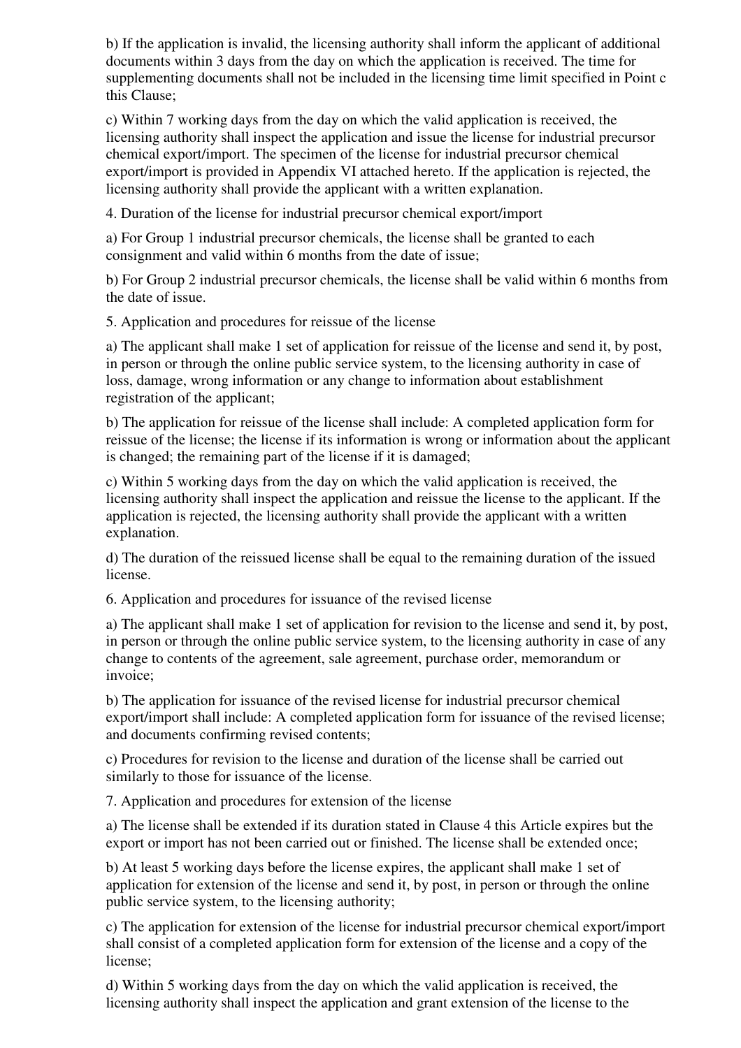b) If the application is invalid, the licensing authority shall inform the applicant of additional documents within 3 days from the day on which the application is received. The time for supplementing documents shall not be included in the licensing time limit specified in Point c this Clause;

c) Within 7 working days from the day on which the valid application is received, the licensing authority shall inspect the application and issue the license for industrial precursor chemical export/import. The specimen of the license for industrial precursor chemical export/import is provided in Appendix VI attached hereto. If the application is rejected, the licensing authority shall provide the applicant with a written explanation.

4. Duration of the license for industrial precursor chemical export/import

a) For Group 1 industrial precursor chemicals, the license shall be granted to each consignment and valid within 6 months from the date of issue;

b) For Group 2 industrial precursor chemicals, the license shall be valid within 6 months from the date of issue.

5. Application and procedures for reissue of the license

a) The applicant shall make 1 set of application for reissue of the license and send it, by post, in person or through the online public service system, to the licensing authority in case of loss, damage, wrong information or any change to information about establishment registration of the applicant;

b) The application for reissue of the license shall include: A completed application form for reissue of the license; the license if its information is wrong or information about the applicant is changed; the remaining part of the license if it is damaged;

c) Within 5 working days from the day on which the valid application is received, the licensing authority shall inspect the application and reissue the license to the applicant. If the application is rejected, the licensing authority shall provide the applicant with a written explanation.

d) The duration of the reissued license shall be equal to the remaining duration of the issued license.

6. Application and procedures for issuance of the revised license

a) The applicant shall make 1 set of application for revision to the license and send it, by post, in person or through the online public service system, to the licensing authority in case of any change to contents of the agreement, sale agreement, purchase order, memorandum or invoice;

b) The application for issuance of the revised license for industrial precursor chemical export/import shall include: A completed application form for issuance of the revised license; and documents confirming revised contents;

c) Procedures for revision to the license and duration of the license shall be carried out similarly to those for issuance of the license.

7. Application and procedures for extension of the license

a) The license shall be extended if its duration stated in Clause 4 this Article expires but the export or import has not been carried out or finished. The license shall be extended once;

b) At least 5 working days before the license expires, the applicant shall make 1 set of application for extension of the license and send it, by post, in person or through the online public service system, to the licensing authority;

c) The application for extension of the license for industrial precursor chemical export/import shall consist of a completed application form for extension of the license and a copy of the license;

d) Within 5 working days from the day on which the valid application is received, the licensing authority shall inspect the application and grant extension of the license to the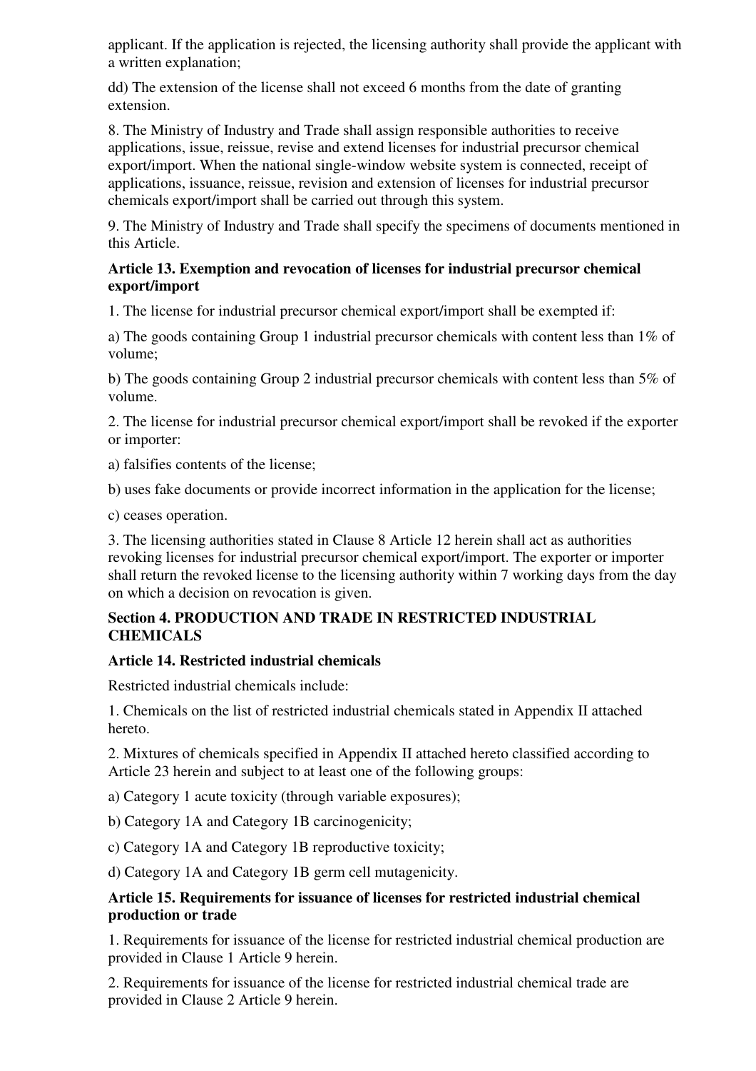applicant. If the application is rejected, the licensing authority shall provide the applicant with a written explanation;

dd) The extension of the license shall not exceed 6 months from the date of granting extension.

8. The Ministry of Industry and Trade shall assign responsible authorities to receive applications, issue, reissue, revise and extend licenses for industrial precursor chemical export/import. When the national single-window website system is connected, receipt of applications, issuance, reissue, revision and extension of licenses for industrial precursor chemicals export/import shall be carried out through this system.

9. The Ministry of Industry and Trade shall specify the specimens of documents mentioned in this Article.

**Article 13. Exemption and revocation of licenses for industrial precursor chemical export/import**

1. The license for industrial precursor chemical export/import shall be exempted if:

a) The goods containing Group 1 industrial precursor chemicals with content less than 1% of volume;

b) The goods containing Group 2 industrial precursor chemicals with content less than 5% of volume.

2. The license for industrial precursor chemical export/import shall be revoked if the exporter or importer:

a) falsifies contents of the license;

b) uses fake documents or provide incorrect information in the application for the license;

c) ceases operation.

3. The licensing authorities stated in Clause 8 Article 12 herein shall act as authorities revoking licenses for industrial precursor chemical export/import. The exporter or importer shall return the revoked license to the licensing authority within 7 working days from the day on which a decision on revocation is given.

## Section 4. PRODUCTION AND TRADE IN RESTRICTED INDUSTRIAL CHEMICALS

**Article 14. Restricted industrial chemicals**

Restricted industrial chemicals include:

1. Chemicals on the list of restricted industrial chemicals stated in Appendix II attached hereto.

2. Mixtures of chemicals specified in Appendix II attached hereto classified according to Article 23 herein and subject to at least one of the following groups:

a) Category 1 acute toxicity (through variable exposures);

b) Category 1A and Category 1B carcinogenicity;

c) Category 1A and Category 1B reproductive toxicity;

d) Category 1A and Category 1B germ cell mutagenicity.

**Article 15. Requirements for issuance of licenses for restricted industrial chemical production or trade**

1. Requirements for issuance of the license for restricted industrial chemical production are provided in Clause 1 Article 9 herein.

2. Requirements for issuance of the license for restricted industrial chemical trade are provided in Clause 2 Article 9 herein.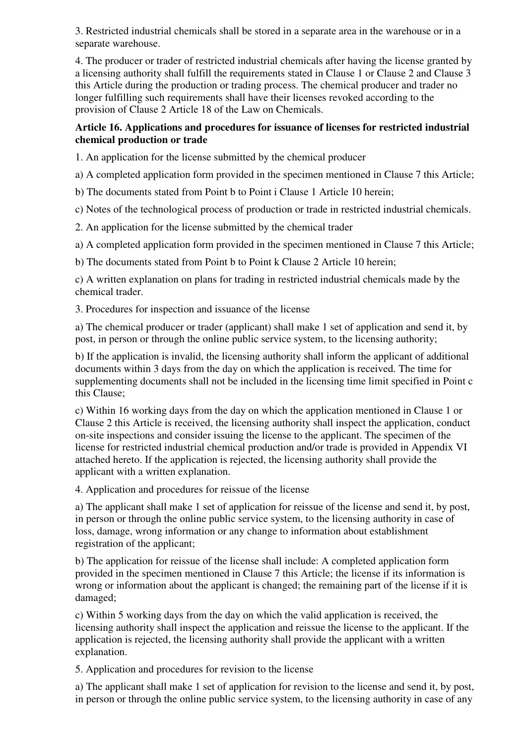3. Restricted industrial chemicals shall be stored in a separate area in the warehouse or in a separate warehouse.

4. The producer or trader of restricted industrial chemicals after having the license granted by a licensing authority shall fulfill the requirements stated in Clause 1 or Clause 2 and Clause 3 this Article during the production or trading process. The chemical producer and trader no longer fulfilling such requirements shall have their licenses revoked according to the provision of Clause 2 Article 18 of the Law on Chemicals.

**Article 16. Applications and procedures for issuance of licenses for restricted industrial chemical production or trade**

1. An application for the license submitted by the chemical producer

a) A completed application form provided in the specimen mentioned in Clause 7 this Article;

b) The documents stated from Point b to Point i Clause 1 Article 10 herein;

c) Notes of the technological process of production or trade in restricted industrial chemicals.

2. An application for the license submitted by the chemical trader

a) A completed application form provided in the specimen mentioned in Clause 7 this Article;

b) The documents stated from Point b to Point k Clause 2 Article 10 herein;

c) A written explanation on plans for trading in restricted industrial chemicals made by the chemical trader.

3. Procedures for inspection and issuance of the license

a) The chemical producer or trader (applicant) shall make 1 set of application and send it, by post, in person or through the online public service system, to the licensing authority;

b) If the application is invalid, the licensing authority shall inform the applicant of additional documents within 3 days from the day on which the application is received. The time for supplementing documents shall not be included in the licensing time limit specified in Point c this Clause;

c) Within 16 working days from the day on which the application mentioned in Clause 1 or Clause 2 this Article is received, the licensing authority shall inspect the application, conduct on-site inspections and consider issuing the license to the applicant. The specimen of the license for restricted industrial chemical production and/or trade is provided in Appendix VI attached hereto. If the application is rejected, the licensing authority shall provide the applicant with a written explanation.

4. Application and procedures for reissue of the license

a) The applicant shall make 1 set of application for reissue of the license and send it, by post, in person or through the online public service system, to the licensing authority in case of loss, damage, wrong information or any change to information about establishment registration of the applicant;

b) The application for reissue of the license shall include: A completed application form provided in the specimen mentioned in Clause 7 this Article; the license if its information is wrong or information about the applicant is changed; the remaining part of the license if it is damaged;

c) Within 5 working days from the day on which the valid application is received, the licensing authority shall inspect the application and reissue the license to the applicant. If the application is rejected, the licensing authority shall provide the applicant with a written explanation.

5. Application and procedures for revision to the license

a) The applicant shall make 1 set of application for revision to the license and send it, by post, in person or through the online public service system, to the licensing authority in case of any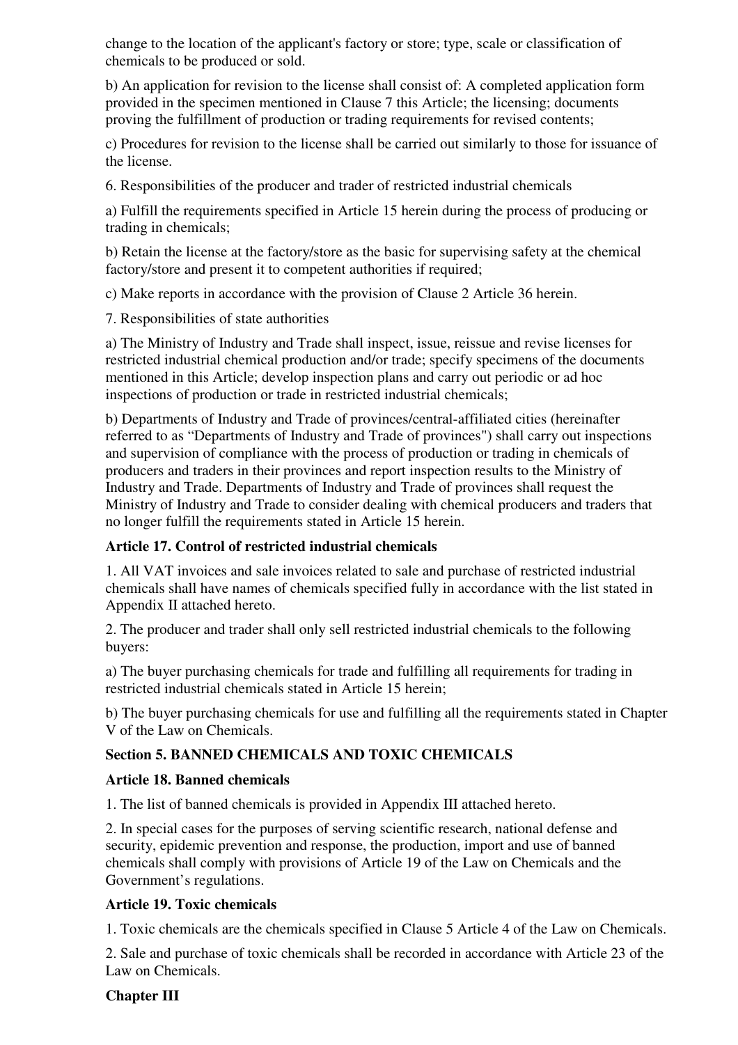change to the location of the applicant's factory or store; type, scale or classification of chemicals to be produced or sold.

b) An application for revision to the license shall consist of: A completed application form provided in the specimen mentioned in Clause 7 this Article; the licensing; documents proving the fulfillment of production or trading requirements for revised contents;

c) Procedures for revision to the license shall be carried out similarly to those for issuance of the license.

6. Responsibilities of the producer and trader of restricted industrial chemicals

a) Fulfill the requirements specified in Article 15 herein during the process of producing or trading in chemicals;

b) Retain the license at the factory/store as the basic for supervising safety at the chemical factory/store and present it to competent authorities if required;

c) Make reports in accordance with the provision of Clause 2 Article 36 herein.

7. Responsibilities of state authorities

a) The Ministry of Industry and Trade shall inspect, issue, reissue and revise licenses for restricted industrial chemical production and/or trade; specify specimens of the documents mentioned in this Article; develop inspection plans and carry out periodic or ad hoc inspections of production or trade in restricted industrial chemicals;

b) Departments of Industry and Trade of provinces/central-affiliated cities (hereinafter referred to as "Departments of Industry and Trade of provinces") shall carry out inspections and supervision of compliance with the process of production or trading in chemicals of producers and traders in their provinces and report inspection results to the Ministry of Industry and Trade. Departments of Industry and Trade of provinces shall request the Ministry of Industry and Trade to consider dealing with chemical producers and traders that no longer fulfill the requirements stated in Article 15 herein.

### Article 17. Control of restricted industrial chemicals

1. All VAT invoices and sale invoices related to sale and purchase of restricted industrial chemicals shall have names of chemicals specified fully in accordance with the list stated in Appendix II attached hereto.

2. The producer and trader shall only sell restricted industrial chemicals to the following buyers:

a) The buyer purchasing chemicals for trade and fulfilling all requirements for trading in restricted industrial chemicals stated in Article 15 herein;

b) The buyer purchasing chemicals for use and fulfilling all the requirements stated in Chapter V of the Law on Chemicals.

## Section 5. BANNED CHEMICALS AND TOXIC CHEMICALS

### Article 18. Banned chemicals

1. The list of banned chemicals is provided in Appendix III attached hereto.

2. In special cases for the purposes of serving scientific research, national defense and security, epidemic prevention and response, the production, import and use of banned chemicals shall comply with provisions of Article 19 of the Law on Chemicals and the Government's regulations.

### Article 19. Toxic chemicals

1. Toxic chemicals are the chemicals specified in Clause 5 Article 4 of the Law on Chemicals.

2. Sale and purchase of toxic chemicals shall be recorded in accordance with Article 23 of the Law on Chemicals.

## Chapter III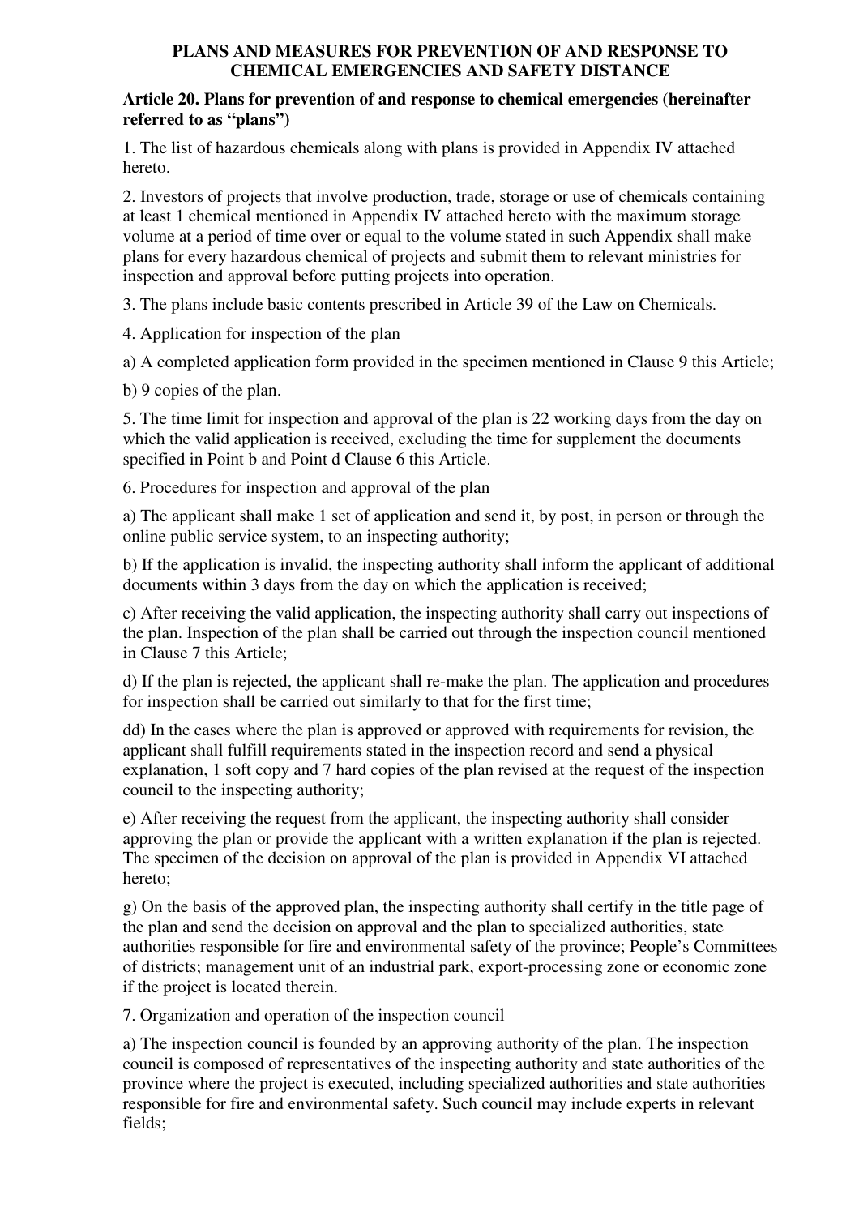## PLANS AND MEASURES FOR PREVENTION OF AND RESPONSE TO CHEMICAL EMERGENCIES AND SAFETY DISTANCE

### Article 20. Plans for prevention of and response to chemical emergencies (hereinafter referred to as "plans")

1. The list of hazardous chemicals along with plans is provided in Appendix IV attached hereto.

2. Investors of projects that involve production, trade, storage or use of chemicals containing at least 1 chemical mentioned in Appendix IV attached hereto with the maximum storage volume at a period of time over or equal to the volume stated in such Appendix shall make plans for every hazardous chemical of projects and submit them to relevant ministries for inspection and approval before putting projects into operation.

3. The plans include basic contents prescribed in Article 39 of the Law on Chemicals.

4. Application for inspection of the plan

a) A completed application form provided in the specimen mentioned in Clause 9 this Article;

b) 9 copies of the plan.

5. The time limit for inspection and approval of the plan is 22 working days from the day on which the valid application is received, excluding the time for supplement the documents specified in Point b and Point d Clause 6 this Article.

6. Procedures for inspection and approval of the plan

a) The applicant shall make 1 set of application and send it, by post, in person or through the online public service system, to an inspecting authority;

b) If the application is invalid, the inspecting authority shall inform the applicant of additional documents within 3 days from the day on which the application is received;

c) After receiving the valid application, the inspecting authority shall carry out inspections of the plan. Inspection of the plan shall be carried out through the inspection council mentioned in Clause 7 this Article;

d) If the plan is rejected, the applicant shall re-make the plan. The application and procedures for inspection shall be carried out similarly to that for the first time;

dd) In the cases where the plan is approved or approved with requirements for revision, the applicant shall fulfill requirements stated in the inspection record and send a physical explanation, 1 soft copy and 7 hard copies of the plan revised at the request of the inspection council to the inspecting authority;

e) After receiving the request from the applicant, the inspecting authority shall consider approving the plan or provide the applicant with a written explanation if the plan is rejected. The specimen of the decision on approval of the plan is provided in Appendix VI attached hereto;

g) On the basis of the approved plan, the inspecting authority shall certify in the title page of the plan and send the decision on approval and the plan to specialized authorities, state authorities responsible for fire and environmental safety of the province; People's Committees of districts; management unit of an industrial park, export-processing zone or economic zone if the project is located therein.

7. Organization and operation of the inspection council

a) The inspection council is founded by an approving authority of the plan. The inspection council is composed of representatives of the inspecting authority and state authorities of the province where the project is executed, including specialized authorities and state authorities responsible for fire and environmental safety. Such council may include experts in relevant fields;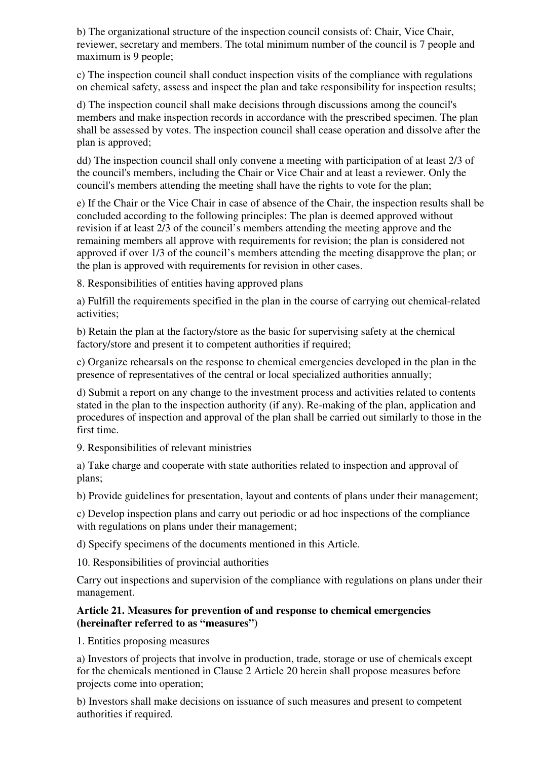b) The organizational structure of the inspection council consists of: Chair, Vice Chair, reviewer, secretary and members. The total minimum number of the council is 7 people and maximum is 9 people;

c) The inspection council shall conduct inspection visits of the compliance with regulations on chemical safety, assess and inspect the plan and take responsibility for inspection results;

d) The inspection council shall make decisions through discussions among the council's members and make inspection records in accordance with the prescribed specimen. The plan shall be assessed by votes. The inspection council shall cease operation and dissolve after the plan is approved;

dd) The inspection council shall only convene a meeting with participation of at least 2/3 of the council's members, including the Chair or Vice Chair and at least a reviewer. Only the council's members attending the meeting shall have the rights to vote for the plan;

e) If the Chair or the Vice Chair in case of absence of the Chair, the inspection results shall be concluded according to the following principles: The plan is deemed approved without revision if at least 2/3 of the council's members attending the meeting approve and the remaining members all approve with requirements for revision; the plan is considered not approved if over 1/3 of the council's members attending the meeting disapprove the plan; or the plan is approved with requirements for revision in other cases.

8. Responsibilities of entities having approved plans

a) Fulfill the requirements specified in the plan in the course of carrying out chemical-related activities;

b) Retain the plan at the factory/store as the basic for supervising safety at the chemical factory/store and present it to competent authorities if required;

c) Organize rehearsals on the response to chemical emergencies developed in the plan in the presence of representatives of the central or local specialized authorities annually;

d) Submit a report on any change to the investment process and activities related to contents stated in the plan to the inspection authority (if any). Re-making of the plan, application and procedures of inspection and approval of the plan shall be carried out similarly to those in the first time.

9. Responsibilities of relevant ministries

a) Take charge and cooperate with state authorities related to inspection and approval of plans;

b) Provide guidelines for presentation, layout and contents of plans under their management;

c) Develop inspection plans and carry out periodic or ad hoc inspections of the compliance with regulations on plans under their management;

d) Specify specimens of the documents mentioned in this Article.

10. Responsibilities of provincial authorities

Carry out inspections and supervision of the compliance with regulations on plans under their management.

**Article 21. Measures for prevention of and response to chemical emergencies (hereinafter referred to as "measures")**

1. Entities proposing measures

a) Investors of projects that involve in production, trade, storage or use of chemicals except for the chemicals mentioned in Clause 2 Article 20 herein shall propose measures before projects come into operation;

b) Investors shall make decisions on issuance of such measures and present to competent authorities if required.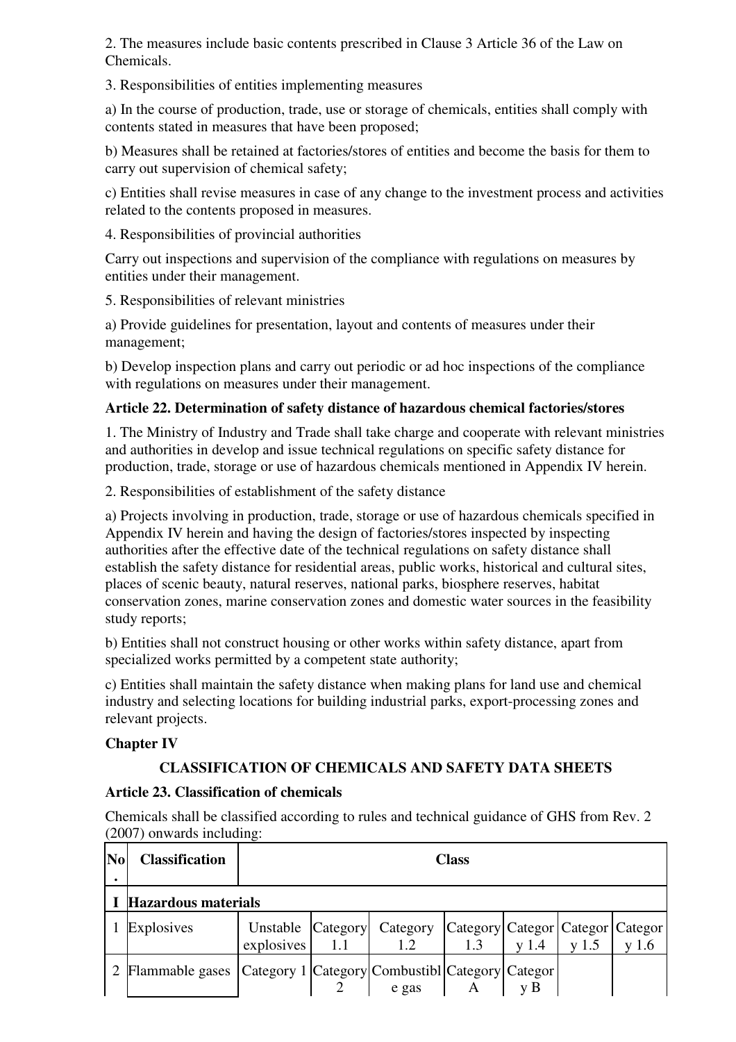2. The measures include basic contents prescribed in Clause 3 Article 36 of the Law on Chemicals.

3. Responsibilities of entities implementing measures

a) In the course of production, trade, use or storage of chemicals, entities shall comply with contents stated in measures that have been proposed;

b) Measures shall be retained at factories/stores of entities and become the basis for them to carry out supervision of chemical safety;

c) Entities shall revise measures in case of any change to the investment process and activities related to the contents proposed in measures.

4. Responsibilities of provincial authorities

Carry out inspections and supervision of the compliance with regulations on measures by entities under their management.

5. Responsibilities of relevant ministries

a) Provide guidelines for presentation, layout and contents of measures under their management;

b) Develop inspection plans and carry out periodic or ad hoc inspections of the compliance with regulations on measures under their management.

**Article 22. Determination of safety distance of hazardous chemical factories/stores**

1. The Ministry of Industry and Trade shall take charge and cooperate with relevant ministries and authorities in develop and issue technical regulations on specific safety distance for production, trade, storage or use of hazardous chemicals mentioned in Appendix IV herein.

2. Responsibilities of establishment of the safety distance

a) Projects involving in production, trade, storage or use of hazardous chemicals specified in Appendix IV herein and having the design of factories/stores inspected by inspecting authorities after the effective date of the technical regulations on safety distance shall establish the safety distance for residential areas, public works, historical and cultural sites, places of scenic beauty, natural reserves, national parks, biosphere reserves, habitat conservation zones, marine conservation zones and domestic water sources in the feasibility study reports;

b) Entities shall not construct housing or other works within safety distance, apart from specialized works permitted by a competent state authority;

c) Entities shall maintain the safety distance when making plans for land use and chemical industry and selecting locations for building industrial parks, export-processing zones and relevant projects.

## Chapter IV

## CLASSIFICATION OF CHEMICALS AND SAFETY DATA SHEETS

**Article 23. Classification of chemicals**

Chemicals shall be classified according to rules and technical guidance of GHS from Rev. 2 (2007) onwards including:

| No. | Classification | Class | | | | | | |
|---|---|---|---|---|---|---|---|---|
| **I** | **Hazardous materials** | | | | | | | |
| 1 | Explosives | Unstable explosives | Category 1.1 | Category 1.2 | Category 1.3 | Category 1.4 | Category 1.5 | Category 1.6 |
| 2 | Flammable gases | Category 1 | Category 2 | Combustible gas | Category A | Category B | | |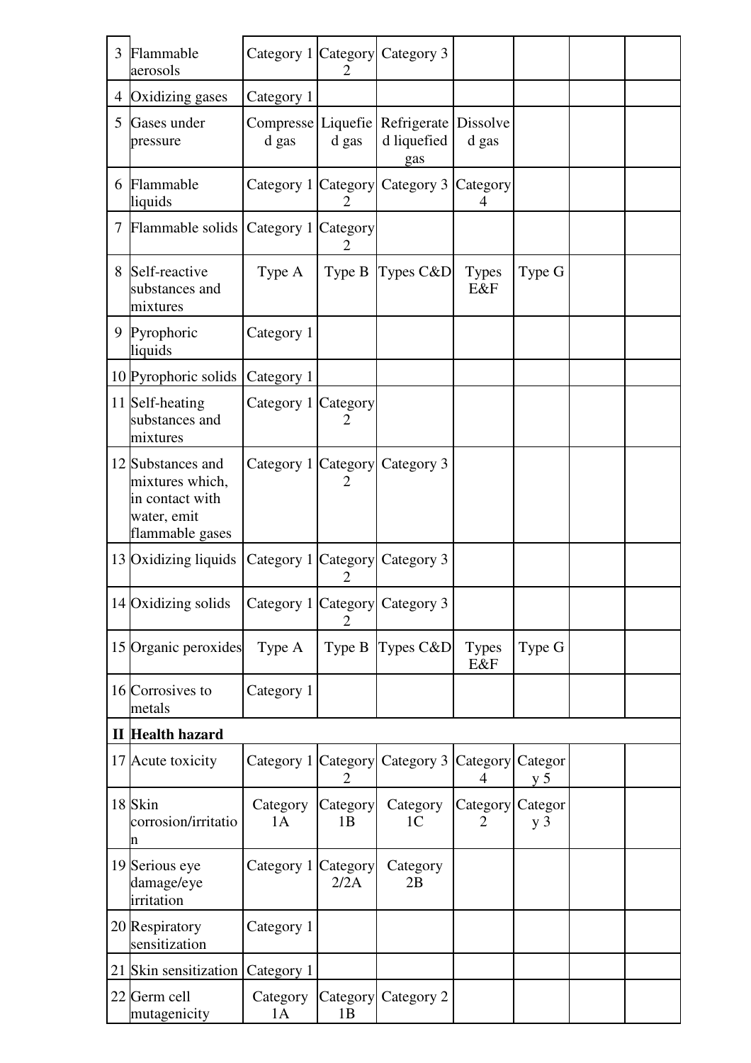| 3 | Flammable aerosols | Category 1 | Category 2 | Category 3 | | | | |
|---|---|---|---|---|---|---|---|---|
| 4 | Oxidizing gases | Category 1 | | | | | | |
| 5 | Gases under pressure | Compressed gas | Liquefied gas | Refrigerated liquefied gas | Dissolved gas | | | |
| 6 | Flammable liquids | Category 1 | Category 2 | Category 3 | Category 4 | | | |
| 7 | Flammable solids | Category 1 | Category 2 | | | | | |
| 8 | Self-reactive substances and mixtures | Type A | Type B | Types C&D | Types E&F | Type G | | |
| 9 | Pyrophoric liquids | Category 1 | | | | | | |
| 10 | Pyrophoric solids | Category 1 | | | | | | |
| 11 | Self-heating substances and mixtures | Category 1 | Category 2 | | | | | |
| 12 | Substances and mixtures which, in contact with water, emit flammable gases | Category 1 | Category 2 | Category 3 | | | | |
| 13 | Oxidizing liquids | Category 1 | Category 2 | Category 3 | | | | |
| 14 | Oxidizing solids | Category 1 | Category 2 | Category 3 | | | | |
| 15 | Organic peroxides | Type A | Type B | Types C&D | Types E&F | Type G | | |
| 16 | Corrosives to metals | Category 1 | | | | | | |
| **II** | **Health hazard** | | | | | | | |
| 17 | Acute toxicity | Category 1 | Category 2 | Category 3 | Category 4 | Category 5 | | |
| 18 | Skin corrosion/irritation | Category 1A | Category 1B | Category 1C | Category 2 | Category 3 | | |
| 19 | Serious eye damage/eye irritation | Category 1 | Category 2/2A | Category 2B | | | | |
| 20 | Respiratory sensitization | Category 1 | | | | | | |
| 21 | Skin sensitization | Category 1 | | | | | | |
| 22 | Germ cell mutagenicity | Category 1A | Category 1B | Category 2 | | | | |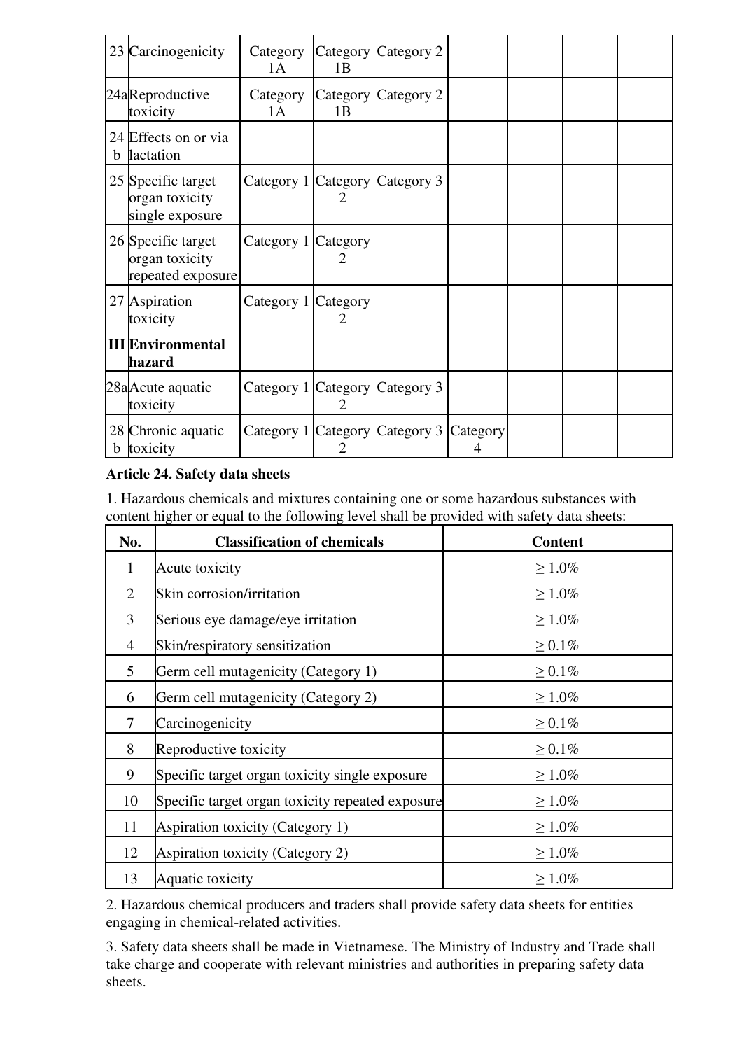| 23 | Carcinogenicity | Category 1A | Category 1B | Category 2 | | | | |
|---|---|---|---|---|---|---|---|---|
| 24a | Reproductive toxicity | Category 1A | Category 1B | Category 2 | | | | |
| 24 b | Effects on or via lactation | | | | | | | |
| 25 | Specific target organ toxicity single exposure | Category 1 | Category 2 | Category 3 | | | | |
| 26 | Specific target organ toxicity repeated exposure | Category 1 | Category 2 | | | | | |
| 27 | Aspiration toxicity | Category 1 | Category 2 | | | | | |
| **III** | **Environmental hazard** | | | | | | | |
| 28a | Acute aquatic toxicity | Category 1 | Category 2 | Category 3 | | | | |
| 28 b | Chronic aquatic toxicity | Category 1 | Category 2 | Category 3 | Category 4 | | | |

**Article 24. Safety data sheets**

1. Hazardous chemicals and mixtures containing one or some hazardous substances with content higher or equal to the following level shall be provided with safety data sheets:

| No. | Classification of chemicals | Content |
|---|---|---|
| 1 | Acute toxicity | ≥ 1.0% |
| 2 | Skin corrosion/irritation | ≥ 1.0% |
| 3 | Serious eye damage/eye irritation | ≥ 1.0% |
| 4 | Skin/respiratory sensitization | ≥ 0.1% |
| 5 | Germ cell mutagenicity (Category 1) | ≥ 0.1% |
| 6 | Germ cell mutagenicity (Category 2) | ≥ 1.0% |
| 7 | Carcinogenicity | ≥ 0.1% |
| 8 | Reproductive toxicity | ≥ 0.1% |
| 9 | Specific target organ toxicity single exposure | ≥ 1.0% |
| 10 | Specific target organ toxicity repeated exposure | ≥ 1.0% |
| 11 | Aspiration toxicity (Category 1) | ≥ 1.0% |
| 12 | Aspiration toxicity (Category 2) | ≥ 1.0% |
| 13 | Aquatic toxicity | ≥ 1.0% |

2. Hazardous chemical producers and traders shall provide safety data sheets for entities engaging in chemical-related activities.

3. Safety data sheets shall be made in Vietnamese. The Ministry of Industry and Trade shall take charge and cooperate with relevant ministries and authorities in preparing safety data sheets.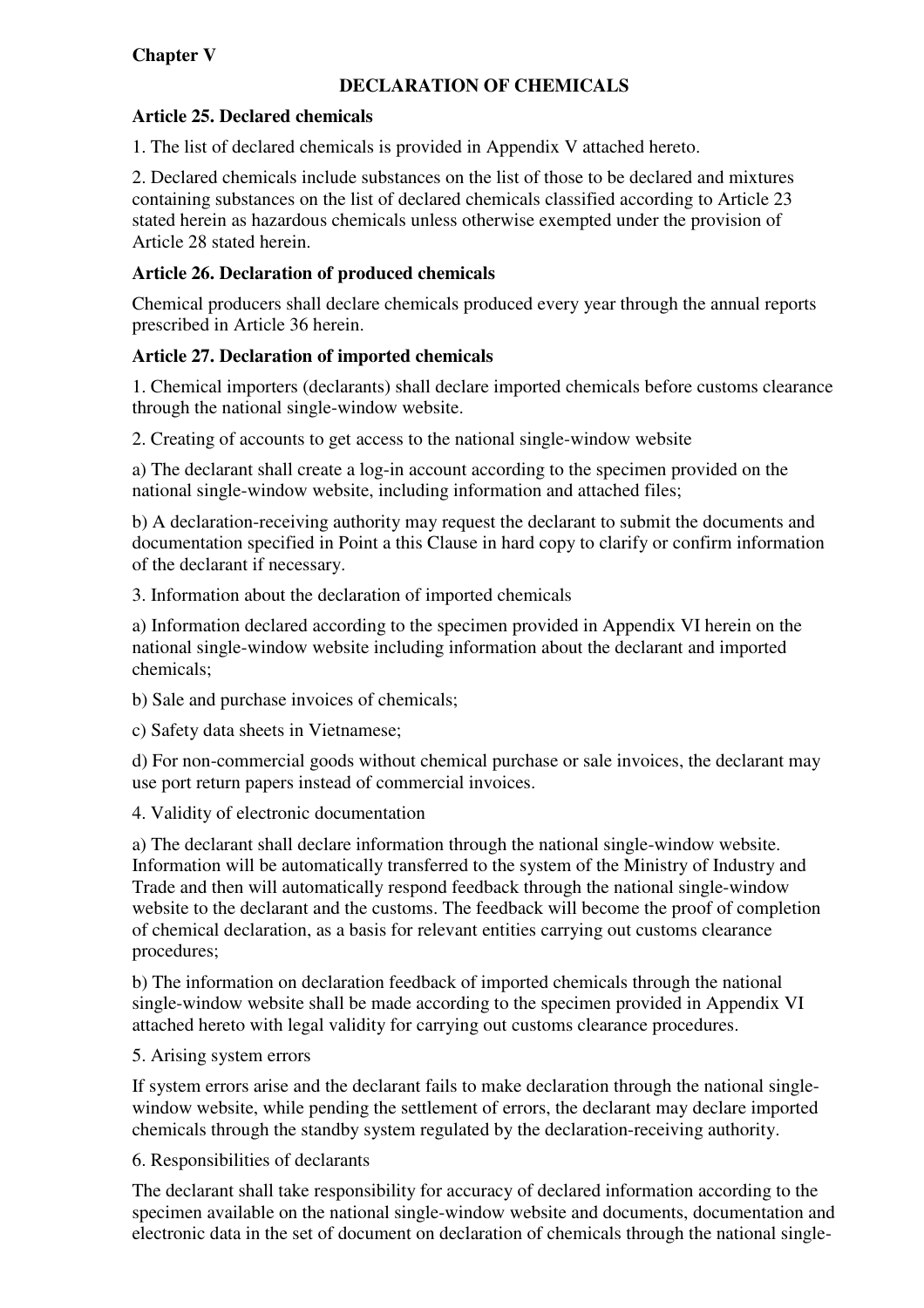**Chapter V**

## DECLARATION OF CHEMICALS

### Article 25. Declared chemicals

1. The list of declared chemicals is provided in Appendix V attached hereto.

2. Declared chemicals include substances on the list of those to be declared and mixtures containing substances on the list of declared chemicals classified according to Article 23 stated herein as hazardous chemicals unless otherwise exempted under the provision of Article 28 stated herein.

### Article 26. Declaration of produced chemicals

Chemical producers shall declare chemicals produced every year through the annual reports prescribed in Article 36 herein.

### Article 27. Declaration of imported chemicals

1. Chemical importers (declarants) shall declare imported chemicals before customs clearance through the national single-window website.

2. Creating of accounts to get access to the national single-window website

a) The declarant shall create a log-in account according to the specimen provided on the national single-window website, including information and attached files;

b) A declaration-receiving authority may request the declarant to submit the documents and documentation specified in Point a this Clause in hard copy to clarify or confirm information of the declarant if necessary.

3. Information about the declaration of imported chemicals

a) Information declared according to the specimen provided in Appendix VI herein on the national single-window website including information about the declarant and imported chemicals;

b) Sale and purchase invoices of chemicals;

c) Safety data sheets in Vietnamese;

d) For non-commercial goods without chemical purchase or sale invoices, the declarant may use port return papers instead of commercial invoices.

4. Validity of electronic documentation

a) The declarant shall declare information through the national single-window website. Information will be automatically transferred to the system of the Ministry of Industry and Trade and then will automatically respond feedback through the national single-window website to the declarant and the customs. The feedback will become the proof of completion of chemical declaration, as a basis for relevant entities carrying out customs clearance procedures;

b) The information on declaration feedback of imported chemicals through the national single-window website shall be made according to the specimen provided in Appendix VI attached hereto with legal validity for carrying out customs clearance procedures.

5. Arising system errors

If system errors arise and the declarant fails to make declaration through the national single-window website, while pending the settlement of errors, the declarant may declare imported chemicals through the standby system regulated by the declaration-receiving authority.

6. Responsibilities of declarants

The declarant shall take responsibility for accuracy of declared information according to the specimen available on the national single-window website and documents, documentation and electronic data in the set of document on declaration of chemicals through the national single-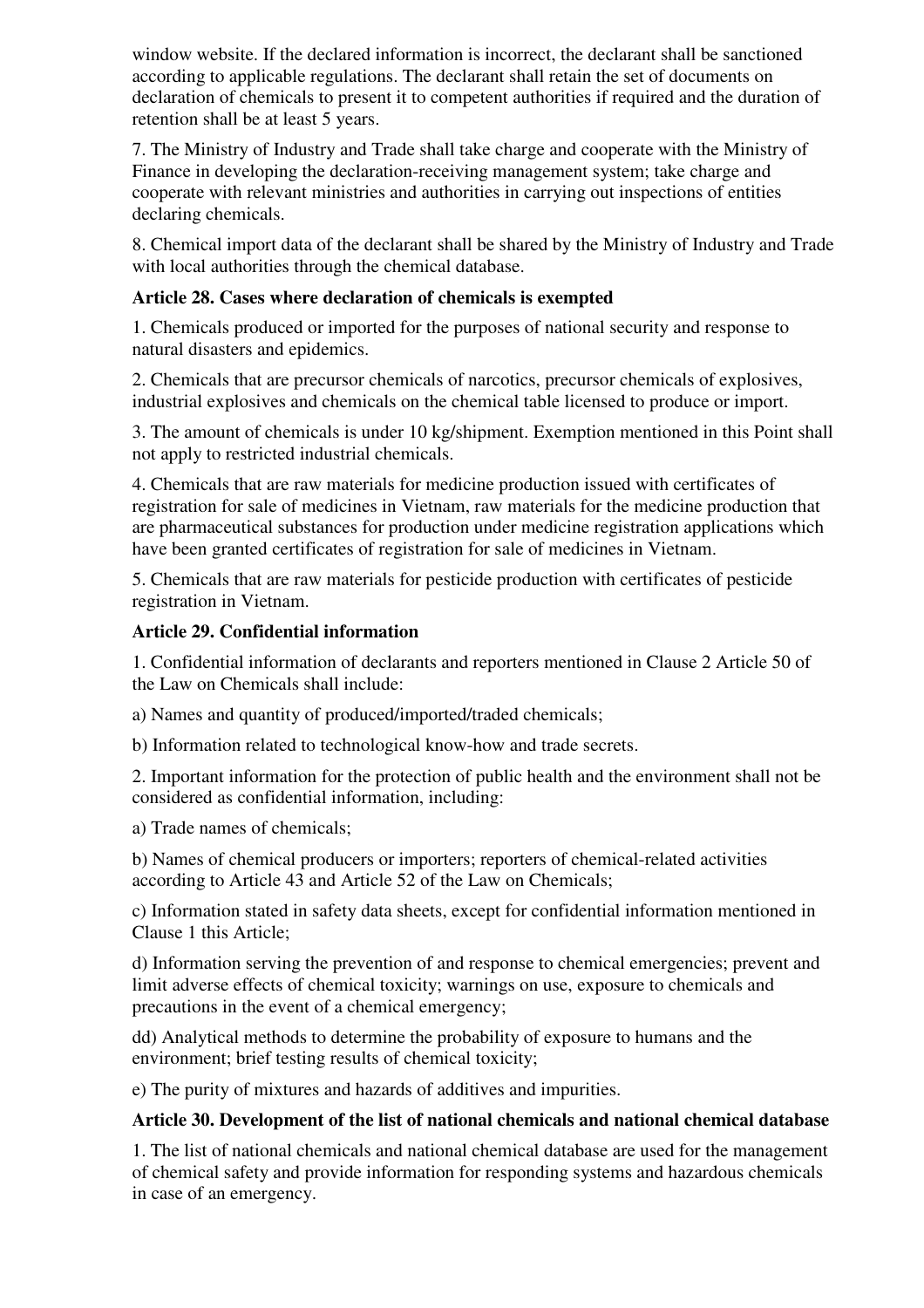window website. If the declared information is incorrect, the declarant shall be sanctioned according to applicable regulations. The declarant shall retain the set of documents on declaration of chemicals to present it to competent authorities if required and the duration of retention shall be at least 5 years.

7. The Ministry of Industry and Trade shall take charge and cooperate with the Ministry of Finance in developing the declaration-receiving management system; take charge and cooperate with relevant ministries and authorities in carrying out inspections of entities declaring chemicals.

8. Chemical import data of the declarant shall be shared by the Ministry of Industry and Trade with local authorities through the chemical database.

**Article 28. Cases where declaration of chemicals is exempted**

1. Chemicals produced or imported for the purposes of national security and response to natural disasters and epidemics.

2. Chemicals that are precursor chemicals of narcotics, precursor chemicals of explosives, industrial explosives and chemicals on the chemical table licensed to produce or import.

3. The amount of chemicals is under 10 kg/shipment. Exemption mentioned in this Point shall not apply to restricted industrial chemicals.

4. Chemicals that are raw materials for medicine production issued with certificates of registration for sale of medicines in Vietnam, raw materials for the medicine production that are pharmaceutical substances for production under medicine registration applications which have been granted certificates of registration for sale of medicines in Vietnam.

5. Chemicals that are raw materials for pesticide production with certificates of pesticide registration in Vietnam.

**Article 29. Confidential information**

1. Confidential information of declarants and reporters mentioned in Clause 2 Article 50 of the Law on Chemicals shall include:

a) Names and quantity of produced/imported/traded chemicals;

b) Information related to technological know-how and trade secrets.

2. Important information for the protection of public health and the environment shall not be considered as confidential information, including:

a) Trade names of chemicals;

b) Names of chemical producers or importers; reporters of chemical-related activities according to Article 43 and Article 52 of the Law on Chemicals;

c) Information stated in safety data sheets, except for confidential information mentioned in Clause 1 this Article;

d) Information serving the prevention of and response to chemical emergencies; prevent and limit adverse effects of chemical toxicity; warnings on use, exposure to chemicals and precautions in the event of a chemical emergency;

dd) Analytical methods to determine the probability of exposure to humans and the environment; brief testing results of chemical toxicity;

e) The purity of mixtures and hazards of additives and impurities.

**Article 30. Development of the list of national chemicals and national chemical database**

1. The list of national chemicals and national chemical database are used for the management of chemical safety and provide information for responding systems and hazardous chemicals in case of an emergency.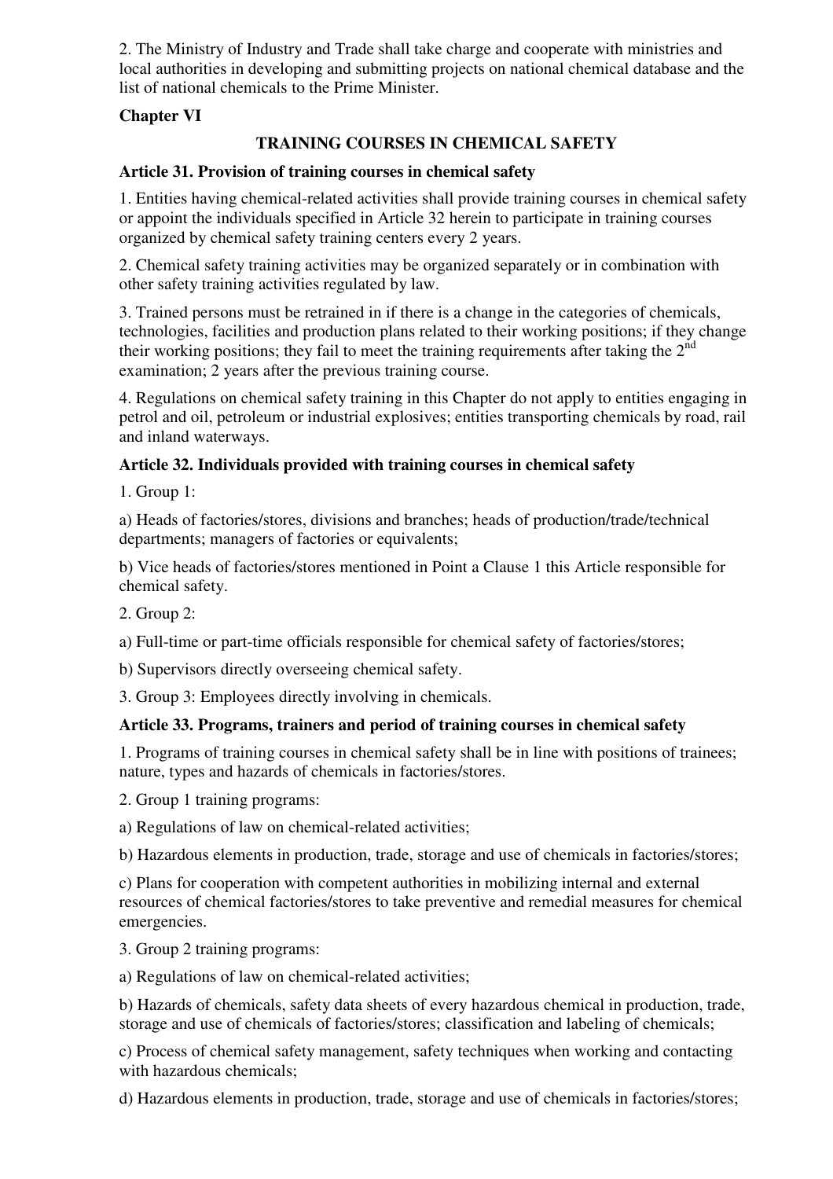2. The Ministry of Industry and Trade shall take charge and cooperate with ministries and local authorities in developing and submitting projects on national chemical database and the list of national chemicals to the Prime Minister.

**Chapter VI**

**TRAINING COURSES IN CHEMICAL SAFETY**

**Article 31. Provision of training courses in chemical safety**

1. Entities having chemical-related activities shall provide training courses in chemical safety or appoint the individuals specified in Article 32 herein to participate in training courses organized by chemical safety training centers every 2 years.

2. Chemical safety training activities may be organized separately or in combination with other safety training activities regulated by law.

3. Trained persons must be retrained in if there is a change in the categories of chemicals, technologies, facilities and production plans related to their working positions; if they change their working positions; they fail to meet the training requirements after taking the 2nd examination; 2 years after the previous training course.

4. Regulations on chemical safety training in this Chapter do not apply to entities engaging in petrol and oil, petroleum or industrial explosives; entities transporting chemicals by road, rail and inland waterways.

**Article 32. Individuals provided with training courses in chemical safety**

1. Group 1:

a) Heads of factories/stores, divisions and branches; heads of production/trade/technical departments; managers of factories or equivalents;

b) Vice heads of factories/stores mentioned in Point a Clause 1 this Article responsible for chemical safety.

2. Group 2:

a) Full-time or part-time officials responsible for chemical safety of factories/stores;

b) Supervisors directly overseeing chemical safety.

3. Group 3: Employees directly involving in chemicals.

**Article 33. Programs, trainers and period of training courses in chemical safety**

1. Programs of training courses in chemical safety shall be in line with positions of trainees; nature, types and hazards of chemicals in factories/stores.

2. Group 1 training programs:

a) Regulations of law on chemical-related activities;

b) Hazardous elements in production, trade, storage and use of chemicals in factories/stores;

c) Plans for cooperation with competent authorities in mobilizing internal and external resources of chemical factories/stores to take preventive and remedial measures for chemical emergencies.

3. Group 2 training programs:

a) Regulations of law on chemical-related activities;

b) Hazards of chemicals, safety data sheets of every hazardous chemical in production, trade, storage and use of chemicals of factories/stores; classification and labeling of chemicals;

c) Process of chemical safety management, safety techniques when working and contacting with hazardous chemicals;

d) Hazardous elements in production, trade, storage and use of chemicals in factories/stores;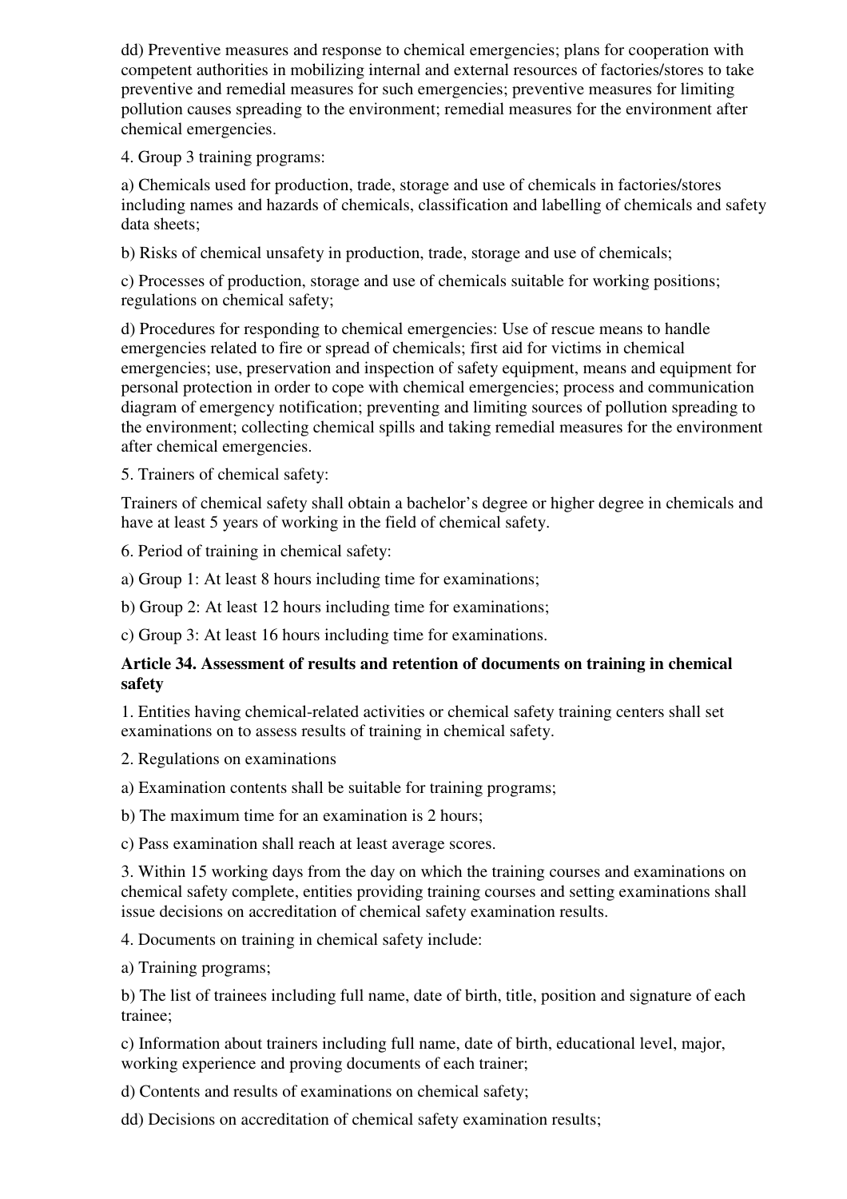dd) Preventive measures and response to chemical emergencies; plans for cooperation with competent authorities in mobilizing internal and external resources of factories/stores to take preventive and remedial measures for such emergencies; preventive measures for limiting pollution causes spreading to the environment; remedial measures for the environment after chemical emergencies.

4. Group 3 training programs:

a) Chemicals used for production, trade, storage and use of chemicals in factories/stores including names and hazards of chemicals, classification and labelling of chemicals and safety data sheets;

b) Risks of chemical unsafety in production, trade, storage and use of chemicals;

c) Processes of production, storage and use of chemicals suitable for working positions; regulations on chemical safety;

d) Procedures for responding to chemical emergencies: Use of rescue means to handle emergencies related to fire or spread of chemicals; first aid for victims in chemical emergencies; use, preservation and inspection of safety equipment, means and equipment for personal protection in order to cope with chemical emergencies; process and communication diagram of emergency notification; preventing and limiting sources of pollution spreading to the environment; collecting chemical spills and taking remedial measures for the environment after chemical emergencies.

5. Trainers of chemical safety:

Trainers of chemical safety shall obtain a bachelor's degree or higher degree in chemicals and have at least 5 years of working in the field of chemical safety.

6. Period of training in chemical safety:

a) Group 1: At least 8 hours including time for examinations;

b) Group 2: At least 12 hours including time for examinations;

c) Group 3: At least 16 hours including time for examinations.

**Article 34. Assessment of results and retention of documents on training in chemical safety**

1. Entities having chemical-related activities or chemical safety training centers shall set examinations on to assess results of training in chemical safety.

2. Regulations on examinations

a) Examination contents shall be suitable for training programs;

b) The maximum time for an examination is 2 hours;

c) Pass examination shall reach at least average scores.

3. Within 15 working days from the day on which the training courses and examinations on chemical safety complete, entities providing training courses and setting examinations shall issue decisions on accreditation of chemical safety examination results.

4. Documents on training in chemical safety include:

a) Training programs;

b) The list of trainees including full name, date of birth, title, position and signature of each trainee;

c) Information about trainers including full name, date of birth, educational level, major, working experience and proving documents of each trainer;

d) Contents and results of examinations on chemical safety;

dd) Decisions on accreditation of chemical safety examination results;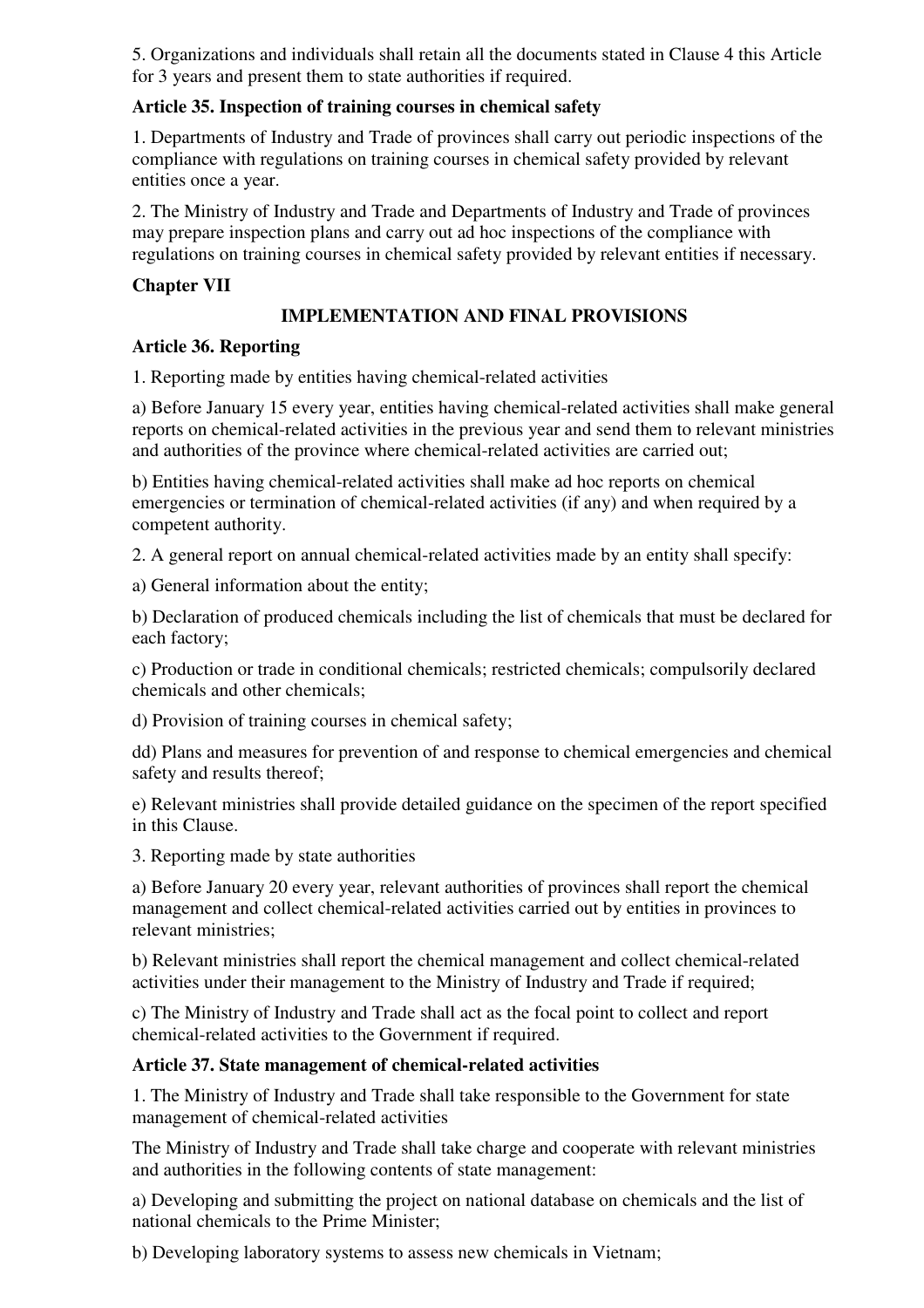5. Organizations and individuals shall retain all the documents stated in Clause 4 this Article for 3 years and present them to state authorities if required.

**Article 35. Inspection of training courses in chemical safety**

1. Departments of Industry and Trade of provinces shall carry out periodic inspections of the compliance with regulations on training courses in chemical safety provided by relevant entities once a year.

2. The Ministry of Industry and Trade and Departments of Industry and Trade of provinces may prepare inspection plans and carry out ad hoc inspections of the compliance with regulations on training courses in chemical safety provided by relevant entities if necessary.

## Chapter VII

## IMPLEMENTATION AND FINAL PROVISIONS

**Article 36. Reporting**

1. Reporting made by entities having chemical-related activities

a) Before January 15 every year, entities having chemical-related activities shall make general reports on chemical-related activities in the previous year and send them to relevant ministries and authorities of the province where chemical-related activities are carried out;

b) Entities having chemical-related activities shall make ad hoc reports on chemical emergencies or termination of chemical-related activities (if any) and when required by a competent authority.

2. A general report on annual chemical-related activities made by an entity shall specify:

a) General information about the entity;

b) Declaration of produced chemicals including the list of chemicals that must be declared for each factory;

c) Production or trade in conditional chemicals; restricted chemicals; compulsorily declared chemicals and other chemicals;

d) Provision of training courses in chemical safety;

dd) Plans and measures for prevention of and response to chemical emergencies and chemical safety and results thereof;

e) Relevant ministries shall provide detailed guidance on the specimen of the report specified in this Clause.

3. Reporting made by state authorities

a) Before January 20 every year, relevant authorities of provinces shall report the chemical management and collect chemical-related activities carried out by entities in provinces to relevant ministries;

b) Relevant ministries shall report the chemical management and collect chemical-related activities under their management to the Ministry of Industry and Trade if required;

c) The Ministry of Industry and Trade shall act as the focal point to collect and report chemical-related activities to the Government if required.

**Article 37. State management of chemical-related activities**

1. The Ministry of Industry and Trade shall take responsible to the Government for state management of chemical-related activities

The Ministry of Industry and Trade shall take charge and cooperate with relevant ministries and authorities in the following contents of state management:

a) Developing and submitting the project on national database on chemicals and the list of national chemicals to the Prime Minister;

b) Developing laboratory systems to assess new chemicals in Vietnam;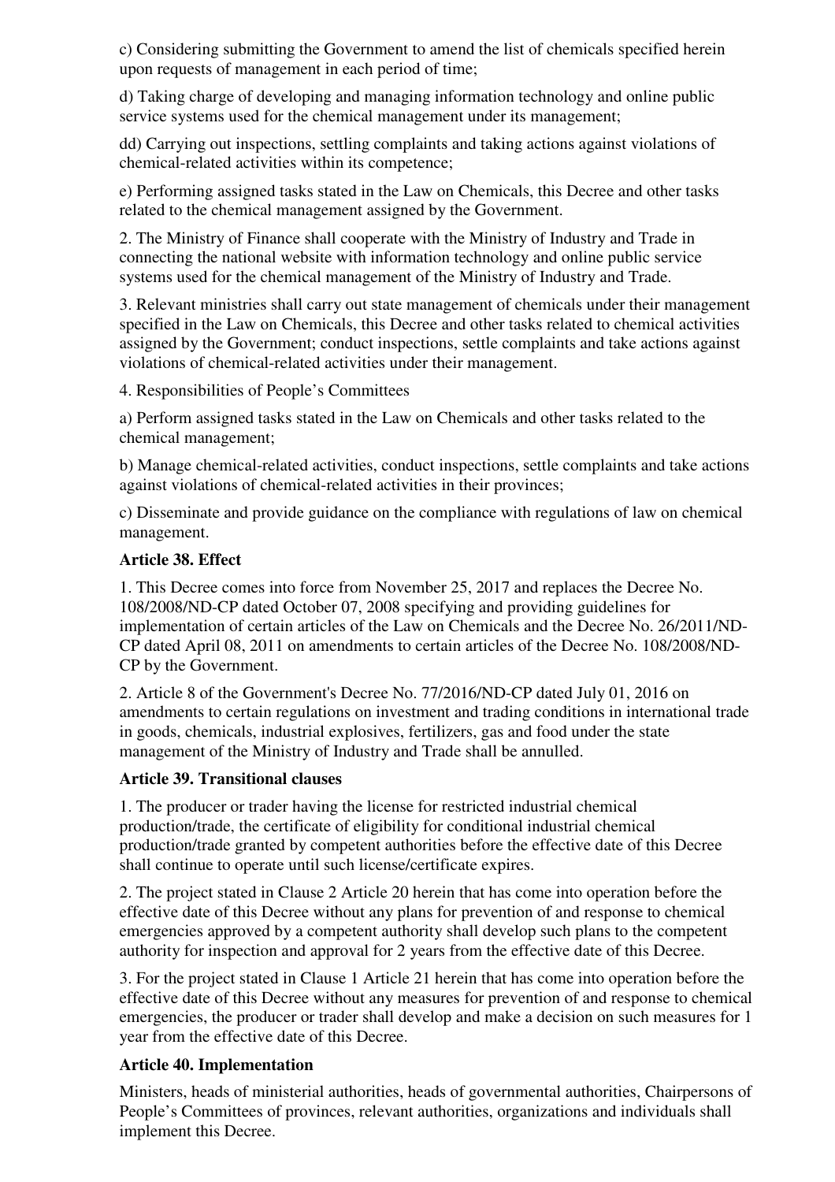c) Considering submitting the Government to amend the list of chemicals specified herein upon requests of management in each period of time;

d) Taking charge of developing and managing information technology and online public service systems used for the chemical management under its management;

dd) Carrying out inspections, settling complaints and taking actions against violations of chemical-related activities within its competence;

e) Performing assigned tasks stated in the Law on Chemicals, this Decree and other tasks related to the chemical management assigned by the Government.

2. The Ministry of Finance shall cooperate with the Ministry of Industry and Trade in connecting the national website with information technology and online public service systems used for the chemical management of the Ministry of Industry and Trade.

3. Relevant ministries shall carry out state management of chemicals under their management specified in the Law on Chemicals, this Decree and other tasks related to chemical activities assigned by the Government; conduct inspections, settle complaints and take actions against violations of chemical-related activities under their management.

4. Responsibilities of People's Committees

a) Perform assigned tasks stated in the Law on Chemicals and other tasks related to the chemical management;

b) Manage chemical-related activities, conduct inspections, settle complaints and take actions against violations of chemical-related activities in their provinces;

c) Disseminate and provide guidance on the compliance with regulations of law on chemical management.

**Article 38. Effect**

1. This Decree comes into force from November 25, 2017 and replaces the Decree No. 108/2008/ND-CP dated October 07, 2008 specifying and providing guidelines for implementation of certain articles of the Law on Chemicals and the Decree No. 26/2011/ND-CP dated April 08, 2011 on amendments to certain articles of the Decree No. 108/2008/ND-CP by the Government.

2. Article 8 of the Government's Decree No. 77/2016/ND-CP dated July 01, 2016 on amendments to certain regulations on investment and trading conditions in international trade in goods, chemicals, industrial explosives, fertilizers, gas and food under the state management of the Ministry of Industry and Trade shall be annulled.

**Article 39. Transitional clauses**

1. The producer or trader having the license for restricted industrial chemical production/trade, the certificate of eligibility for conditional industrial chemical production/trade granted by competent authorities before the effective date of this Decree shall continue to operate until such license/certificate expires.

2. The project stated in Clause 2 Article 20 herein that has come into operation before the effective date of this Decree without any plans for prevention of and response to chemical emergencies approved by a competent authority shall develop such plans to the competent authority for inspection and approval for 2 years from the effective date of this Decree.

3. For the project stated in Clause 1 Article 21 herein that has come into operation before the effective date of this Decree without any measures for prevention of and response to chemical emergencies, the producer or trader shall develop and make a decision on such measures for 1 year from the effective date of this Decree.

**Article 40. Implementation**

Ministers, heads of ministerial authorities, heads of governmental authorities, Chairpersons of People's Committees of provinces, relevant authorities, organizations and individuals shall implement this Decree.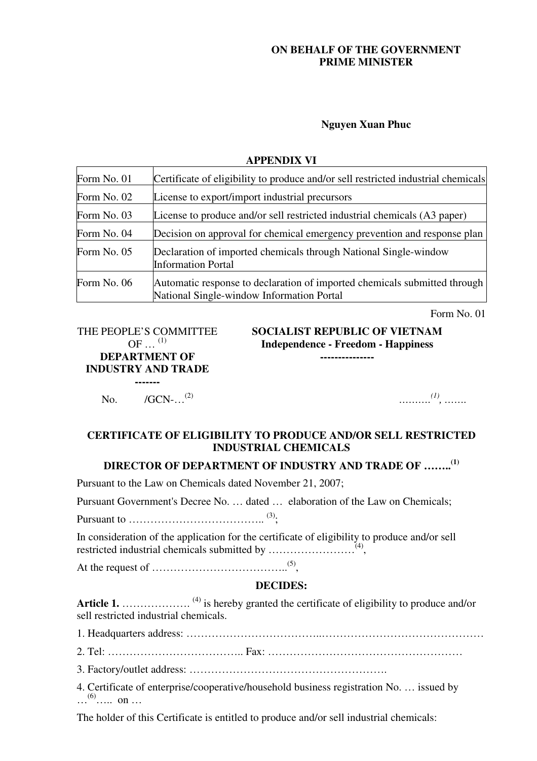**ON BEHALF OF THE GOVERNMENT**
**PRIME MINISTER**

**Nguyen Xuan Phuc**

## APPENDIX VI

| Form No. | Title |
|---|---|
| Form No. 01 | Certificate of eligibility to produce and/or sell restricted industrial chemicals |
| Form No. 02 | License to export/import industrial precursors |
| Form No. 03 | License to produce and/or sell restricted industrial chemicals (A3 paper) |
| Form No. 04 | Decision on approval for chemical emergency prevention and response plan |
| Form No. 05 | Declaration of imported chemicals through National Single-window Information Portal |
| Form No. 06 | Automatic response to declaration of imported chemicals submitted through National Single-window Information Portal |

Form No. 01

THE PEOPLE'S COMMITTEE OF … [(1)]
**DEPARTMENT OF INDUSTRY AND TRADE**
-------

**SOCIALIST REPUBLIC OF VIETNAM**
**Independence - Freedom - Happiness**
---------------

No. /GCN-…[(2)]

………*(1)*, …….

### CERTIFICATE OF ELIGIBILITY TO PRODUCE AND/OR SELL RESTRICTED INDUSTRIAL CHEMICALS

### DIRECTOR OF DEPARTMENT OF INDUSTRY AND TRADE OF ……..[(1)]

Pursuant to the Law on Chemicals dated November 21, 2007;

Pursuant Government's Decree No. … dated … elaboration of the Law on Chemicals;

Pursuant to ……………………………….. [(3)];

In consideration of the application for the certificate of eligibility to produce and/or sell restricted industrial chemicals submitted by ……………………[(4)],

At the request of ………………………………..[(5)],

**DECIDES:**

**Article 1.** ………………. [(4)] is hereby granted the certificate of eligibility to produce and/or sell restricted industrial chemicals.

1. Headquarters address: ………………………………..………………………………………

2. Tel: ……………………………….. Fax: ………………………………………………

3. Factory/outlet address: ……………………………………………….

4. Certificate of enterprise/cooperative/household business registration No. … issued by …[(6)]….. on …

The holder of this Certificate is entitled to produce and/or sell industrial chemicals: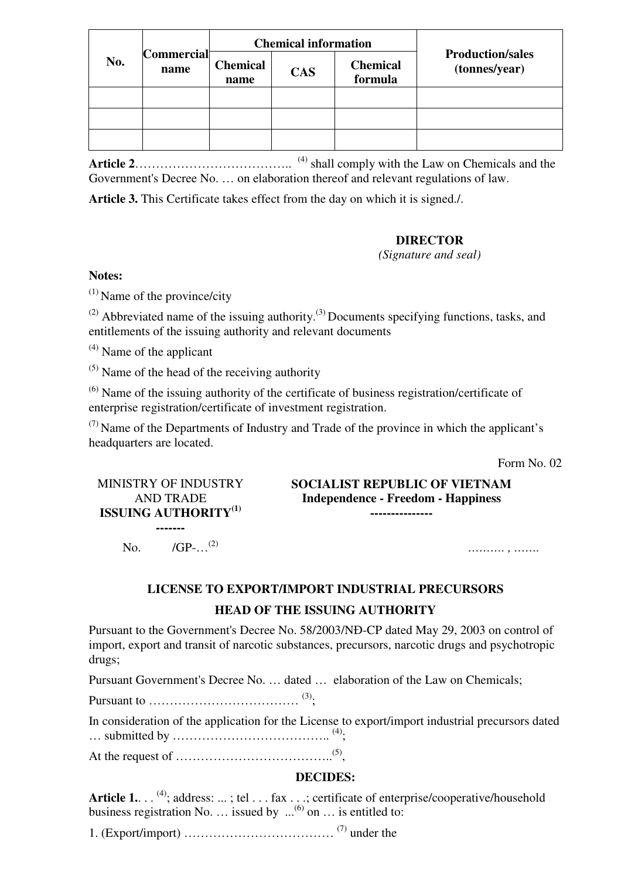| No. | Commercial name | Chemical information | | | Production/sales (tonnes/year) |
|---|---|---|---|---|---|
| | | Chemical name | CAS | Chemical formula | |
| | | | | | |
| | | | | | |
| | | | | | |

**Article 2**……………………………….. [(4)] shall comply with the Law on Chemicals and the Government's Decree No. … on elaboration thereof and relevant regulations of law.

**Article 3.** This Certificate takes effect from the day on which it is signed./.

**DIRECTOR**
*(Signature and seal)*

**Notes:**

[(1)] Name of the province/city

[(2)] Abbreviated name of the issuing authority.[(3)] Documents specifying functions, tasks, and entitlements of the issuing authority and relevant documents

[(4)] Name of the applicant

[(5)] Name of the head of the receiving authority

[(6)] Name of the issuing authority of the certificate of business registration/certificate of enterprise registration/certificate of investment registration.

[(7)] Name of the Departments of Industry and Trade of the province in which the applicant's headquarters are located.

Form No. 02

| MINISTRY OF INDUSTRY AND TRADE<br>**ISSUING AUTHORITY[(1)]**<br>**-------** | **SOCIALIST REPUBLIC OF VIETNAM**<br>**Independence - Freedom - Happiness**<br>**---------------** |
|---|---|
| No. /GP-…[(2)] | ………. , ……. |

**LICENSE TO EXPORT/IMPORT INDUSTRIAL PRECURSORS**

**HEAD OF THE ISSUING AUTHORITY**

Pursuant to the Government's Decree No. 58/2003/NĐ-CP dated May 29, 2003 on control of import, export and transit of narcotic substances, precursors, narcotic drugs and psychotropic drugs;

Pursuant Government's Decree No. … dated … elaboration of the Law on Chemicals;

Pursuant to ……………………………… [(3)];

In consideration of the application for the License to export/import industrial precursors dated … submitted by ……………………………….. [(4)];

At the request of ………………………………..[(5)],

**DECIDES:**

**Article 1.**. . . [(4)]; address: ... ; tel . . . fax . . .; certificate of enterprise/cooperative/household business registration No. … issued by ...[(6)] on … is entitled to:

1. (Export/import) ……………………………… [(7)] under the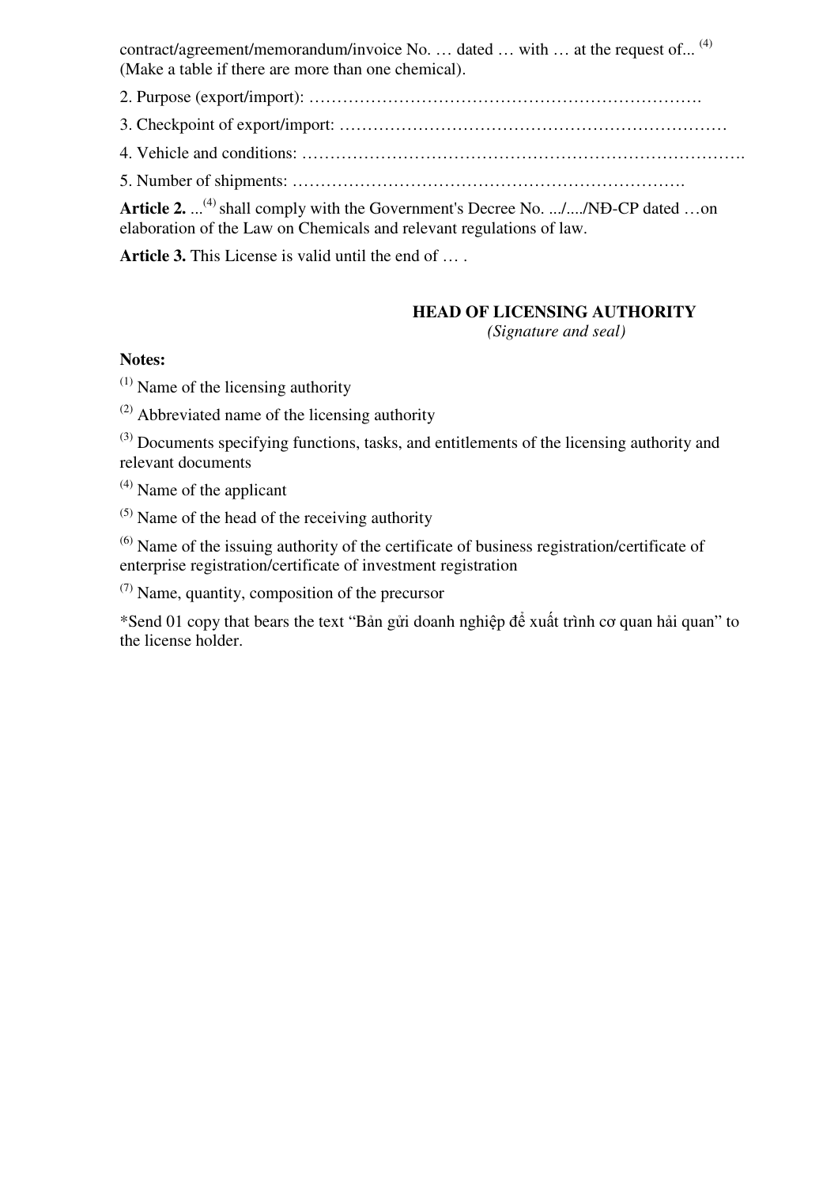contract/agreement/memorandum/invoice No. … dated … with … at the request of... [(4)] (Make a table if there are more than one chemical).

2. Purpose (export/import): ……………………………………………………………….

3. Checkpoint of export/import: ……………………………………………………………

4. Vehicle and conditions: …………………………………………………………………….

5. Number of shipments: …………………………………………………………….

**Article 2.** ...[(4)] shall comply with the Government's Decree No. .../..../NĐ-CP dated …on elaboration of the Law on Chemicals and relevant regulations of law.

**Article 3.** This License is valid until the end of … .

**HEAD OF LICENSING AUTHORITY**
*(Signature and seal)*

**Notes:**

[(1)] Name of the licensing authority

[(2)] Abbreviated name of the licensing authority

[(3)] Documents specifying functions, tasks, and entitlements of the licensing authority and relevant documents

[(4)] Name of the applicant

[(5)] Name of the head of the receiving authority

[(6)] Name of the issuing authority of the certificate of business registration/certificate of enterprise registration/certificate of investment registration

[(7)] Name, quantity, composition of the precursor

*Send 01 copy that bears the text "Bản gửi doanh nghiệp để xuất trình cơ quan hải quan" to the license holder.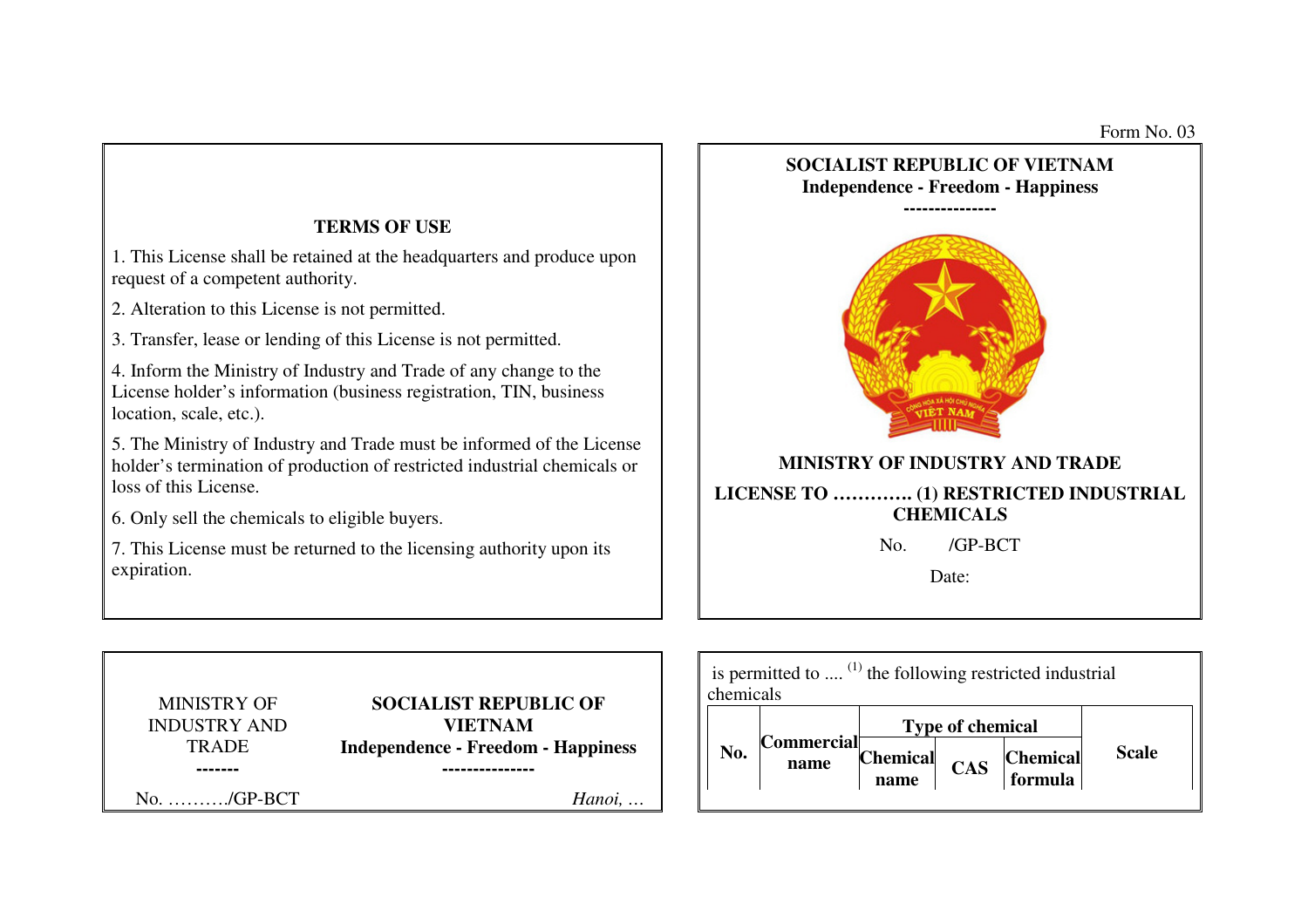Form No. 03

**TERMS OF USE**

1. This License shall be retained at the headquarters and produce upon request of a competent authority.

2. Alteration to this License is not permitted.

3. Transfer, lease or lending of this License is not permitted.

4. Inform the Ministry of Industry and Trade of any change to the License holder's information (business registration, TIN, business location, scale, etc.).

5. The Ministry of Industry and Trade must be informed of the License holder's termination of production of restricted industrial chemicals or loss of this License.

6. Only sell the chemicals to eligible buyers.

7. This License must be returned to the licensing authority upon its expiration.

**SOCIALIST REPUBLIC OF VIETNAM**
**Independence - Freedom - Happiness**
---------------

**MINISTRY OF INDUSTRY AND TRADE**

**LICENSE TO …………. (1) RESTRICTED INDUSTRIAL CHEMICALS**

No. /GP-BCT

Date:

MINISTRY OF INDUSTRY AND TRADE
-------

**SOCIALIST REPUBLIC OF VIETNAM**
**Independence - Freedom - Happiness**
---------------

No. ………./GP-BCT

*Hanoi, …*

is permitted to .... (1) the following restricted industrial chemicals

| No. | Commercial name | Type of chemical | | | Scale |
|---|---|---|---|---|---|
| | | Chemical name | CAS | Chemical formula | |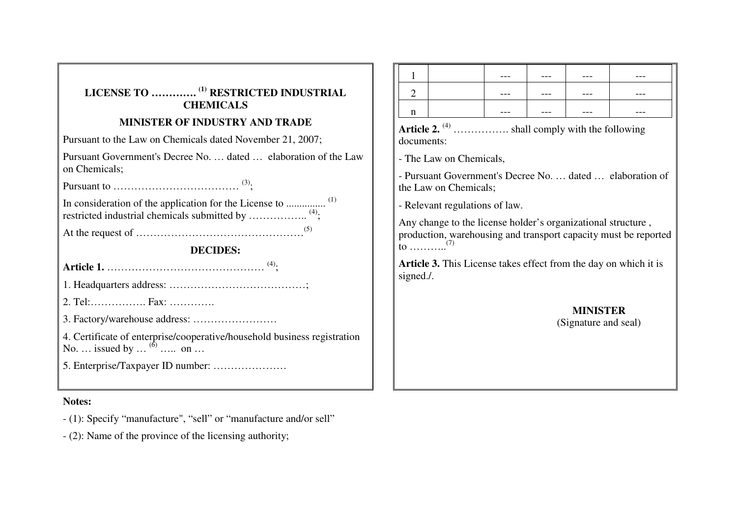**LICENSE TO …………. (1) RESTRICTED INDUSTRIAL CHEMICALS**

**MINISTER OF INDUSTRY AND TRADE**

Pursuant to the Law on Chemicals dated November 21, 2007;

Pursuant Government's Decree No. … dated … elaboration of the Law on Chemicals;

Pursuant to ……………………………… (3);

In consideration of the application for the License to ............... (1) restricted industrial chemicals submitted by …………….. (4);

At the request of …………………………………………(5)

**DECIDES:**

**Article 1.** ……………………………………… (4);

1. Headquarters address: …………………………………;

2. Tel:……………. Fax: ………….

3. Factory/warehouse address: ……………………

4. Certificate of enterprise/cooperative/household business registration No. … issued by … (6) ….. on …

5. Enterprise/Taxpayer ID number: …………………

| | | | | | |
|---|---|---|---|---|---|
| 1 | | --- | --- | --- | --- |
| 2 | | --- | --- | --- | --- |
| n | | --- | --- | --- | --- |

**Article 2.** (4) ……………. shall comply with the following documents:

- The Law on Chemicals,

- Pursuant Government's Decree No. … dated … elaboration of the Law on Chemicals;

- Relevant regulations of law.

Any change to the license holder's organizational structure , production, warehousing and transport capacity must be reported to ……….. (7)

**Article 3.** This License takes effect from the day on which it is signed./.

**MINISTER**
(Signature and seal)

**Notes:**

- (1): Specify "manufacture", "sell" or "manufacture and/or sell"

- (2): Name of the province of the licensing authority;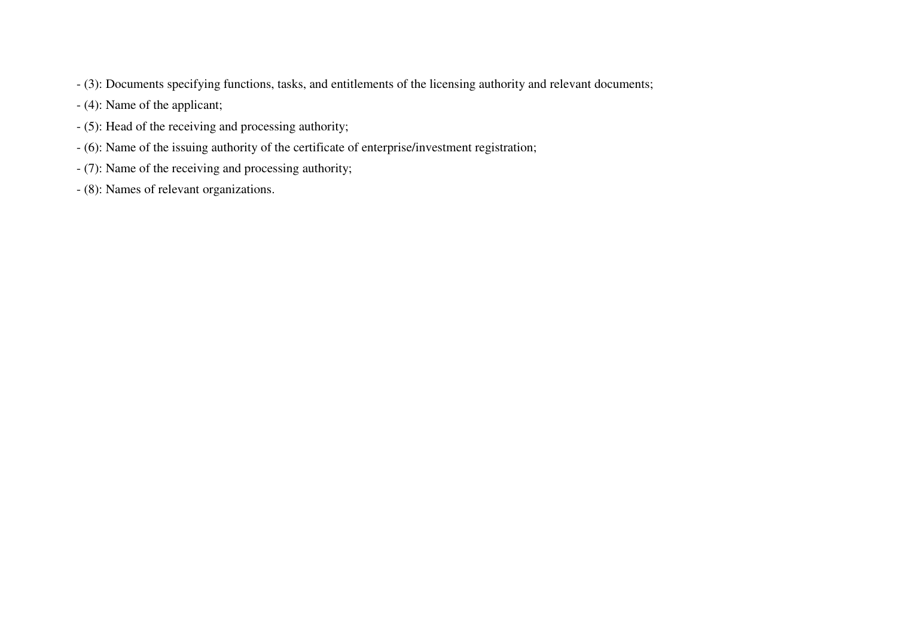- (3): Documents specifying functions, tasks, and entitlements of the licensing authority and relevant documents;
- (4): Name of the applicant;
- (5): Head of the receiving and processing authority;
- (6): Name of the issuing authority of the certificate of enterprise/investment registration;
- (7): Name of the receiving and processing authority;
- (8): Names of relevant organizations.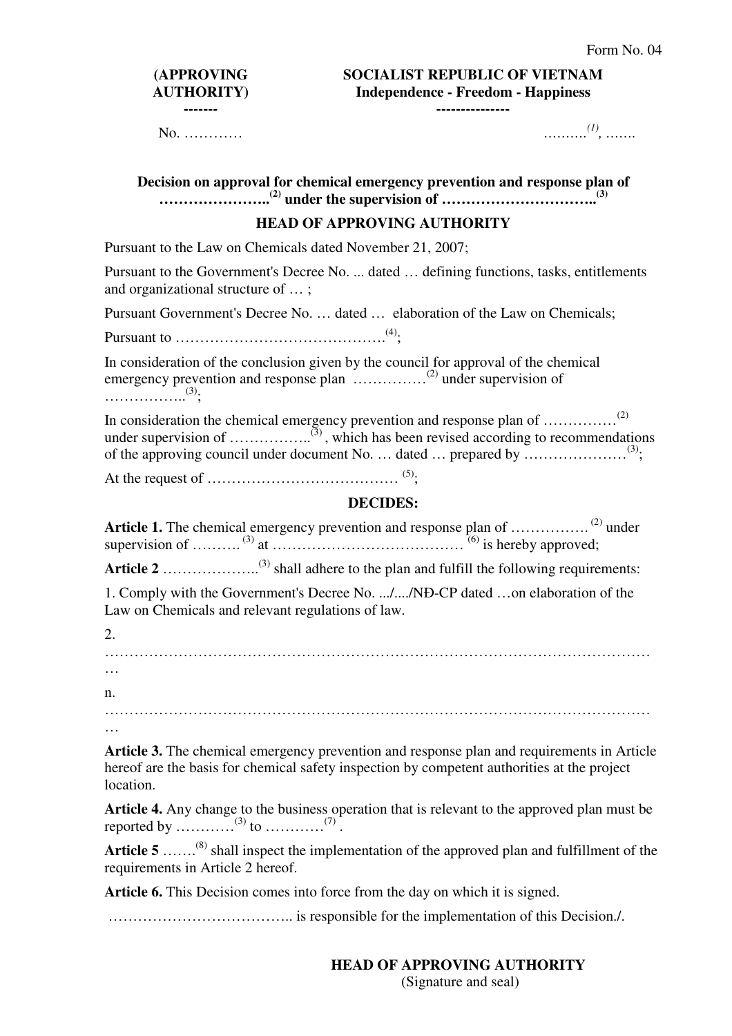Form No. 04

| (APPROVING AUTHORITY) | SOCIALIST REPUBLIC OF VIETNAM |
|---|---|
| ------- | **Independence - Freedom - Happiness** |
| | -------------- |
| No. ………… | ……….[(1)], ……. |

**Decision on approval for chemical emergency prevention and response plan of …………………..[(2)] under the supervision of …………………………..[(3)]**

**HEAD OF APPROVING AUTHORITY**

Pursuant to the Law on Chemicals dated November 21, 2007;

Pursuant to the Government's Decree No. ... dated … defining functions, tasks, entitlements and organizational structure of … ;

Pursuant Government's Decree No. … dated … elaboration of the Law on Chemicals;

Pursuant to …………………………………….[(4)];

In consideration of the conclusion given by the council for approval of the chemical emergency prevention and response plan ……………[(2)] under supervision of ……………..[(3)];

In consideration the chemical emergency prevention and response plan of ……………[(2)] under supervision of ……………..[(3)], which has been revised according to recommendations of the approving council under document No. … dated … prepared by …………………[(3)];

At the request of ………………………………… [(5)];

**DECIDES:**

**Article 1.** The chemical emergency prevention and response plan of …………….[(2)] under supervision of ……….[(3)] at …………………………………[(6)] is hereby approved;

**Article 2** ………………..[(3)] shall adhere to the plan and fulfill the following requirements:

1. Comply with the Government's Decree No. .../..../NĐ-CP dated …on elaboration of the Law on Chemicals and relevant regulations of law.

2. ………………………………………………………………………………………………………

n. ………………………………………………………………………………………………………

**Article 3.** The chemical emergency prevention and response plan and requirements in Article hereof are the basis for chemical safety inspection by competent authorities at the project location.

**Article 4.** Any change to the business operation that is relevant to the approved plan must be reported by …………[(3)] to …………[(7)].

**Article 5** …….[(8)] shall inspect the implementation of the approved plan and fulfillment of the requirements in Article 2 hereof.

**Article 6.** This Decision comes into force from the day on which it is signed.

……………………………….. is responsible for the implementation of this Decision./.

**HEAD OF APPROVING AUTHORITY**
(Signature and seal)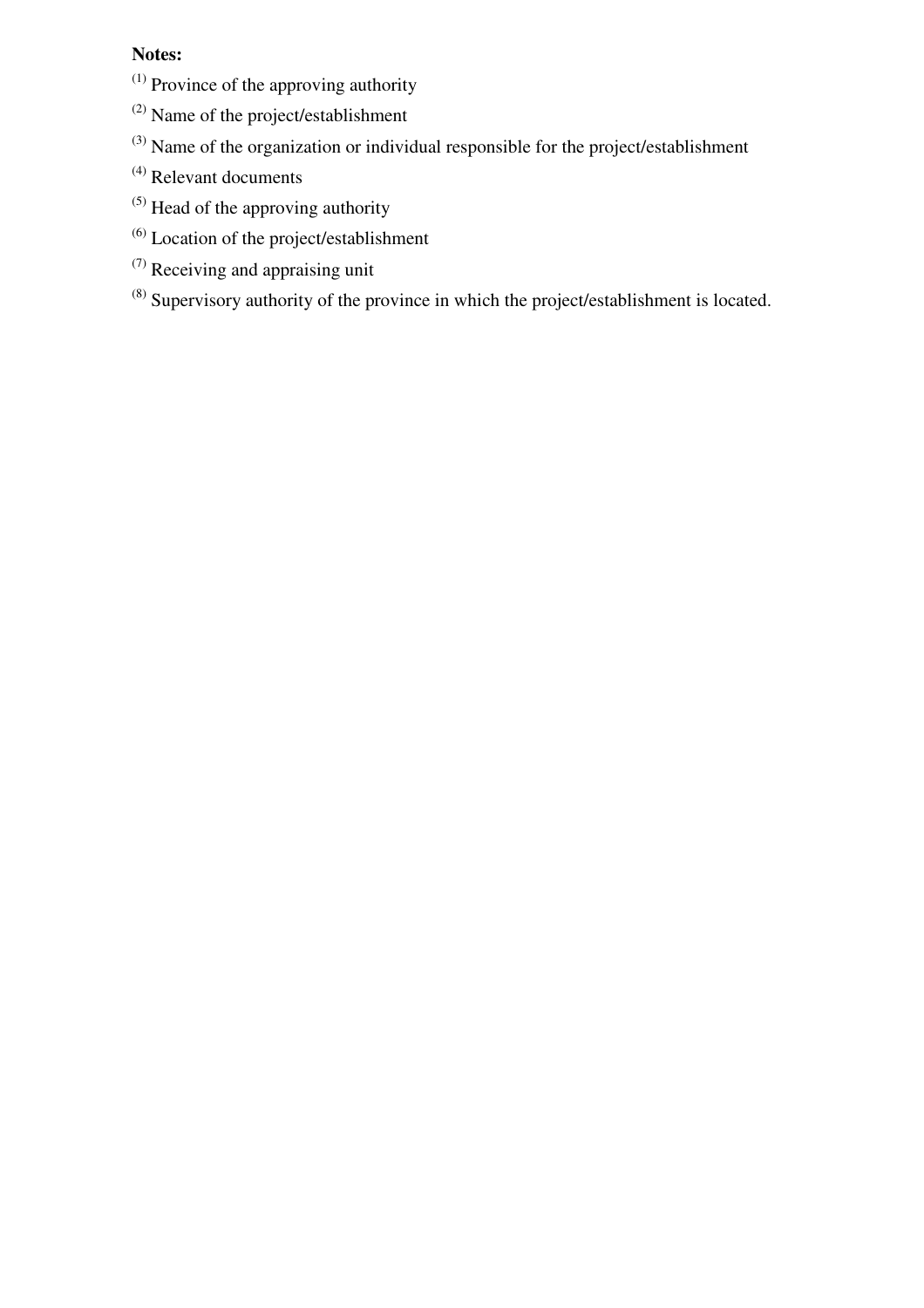**Notes:**

(1) Province of the approving authority

(2) Name of the project/establishment

(3) Name of the organization or individual responsible for the project/establishment

(4) Relevant documents

(5) Head of the approving authority

(6) Location of the project/establishment

(7) Receiving and appraising unit

(8) Supervisory authority of the province in which the project/establishment is located.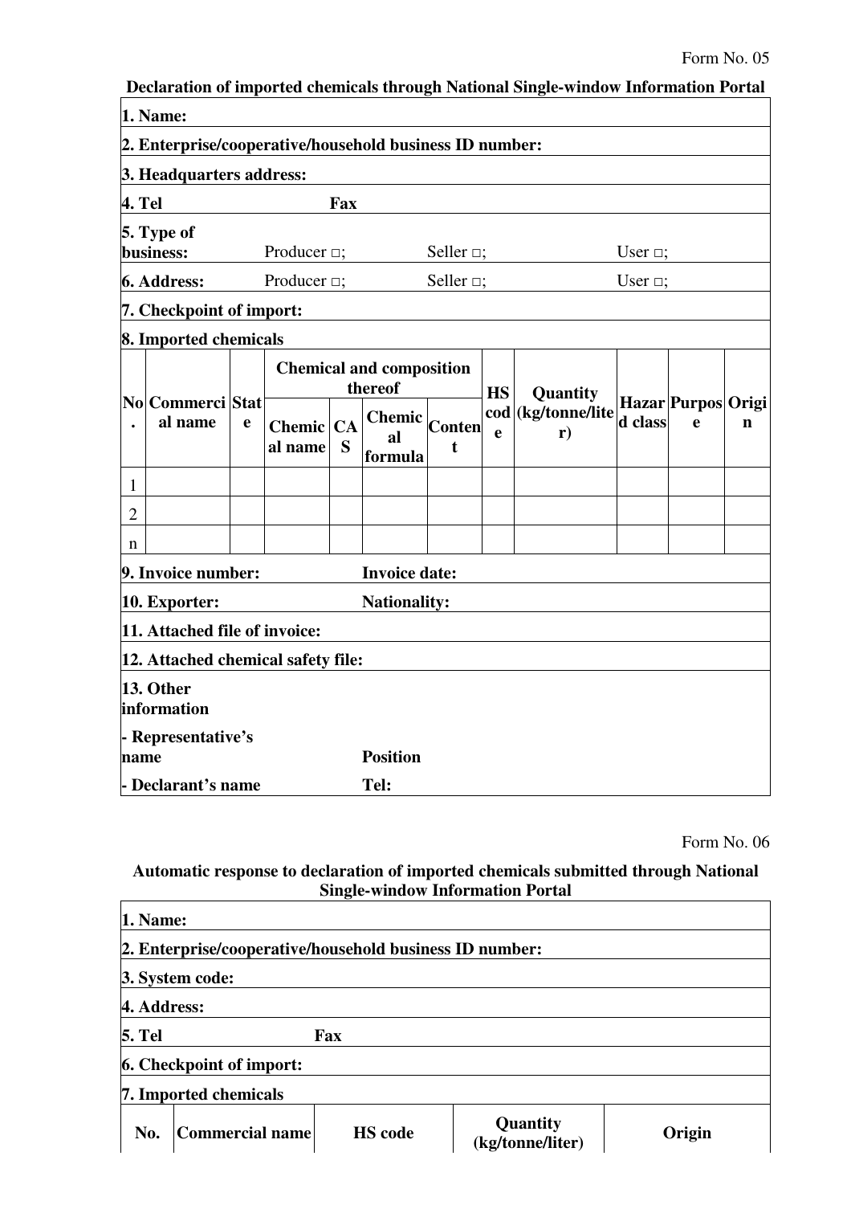Form No. 05

**Declaration of imported chemicals through National Single-window Information Portal**

**1. Name:**

**2. Enterprise/cooperative/household business ID number:**

**3. Headquarters address:**

**4. Tel** **Fax**

**5. Type of business:** Producer □; Seller □; User □;

**6. Address:** Producer □; Seller □; User □;

**7. Checkpoint of import:**

**8. Imported chemicals**

| No. | Commercial name | State | Chemical and composition thereof | | | | HS code | Quantity (kg/tonne/liter) | Hazard class | Purpose | Origin |
|---|---|---|---|---|---|---|---|---|---|---|---|
| | | | Chemical name | CAS | Chemical formula | Content | | | | | |
| 1 | | | | | | | | | | | |
| 2 | | | | | | | | | | | |
| n | | | | | | | | | | | |

**9. Invoice number:** **Invoice date:**

**10. Exporter:** **Nationality:**

**11. Attached file of invoice:**

**12. Attached chemical safety file:**

**13. Other information**

**- Representative's name** **Position**

**- Declarant's name** **Tel:**

Form No. 06

**Automatic response to declaration of imported chemicals submitted through National Single-window Information Portal**

**1. Name:**

**2. Enterprise/cooperative/household business ID number:**

**3. System code:**

**4. Address:**

**5. Tel** **Fax**

**6. Checkpoint of import:**

**7. Imported chemicals**

| No. | Commercial name | HS code | Quantity (kg/tonne/liter) | Origin |
|---|---|---|---|---|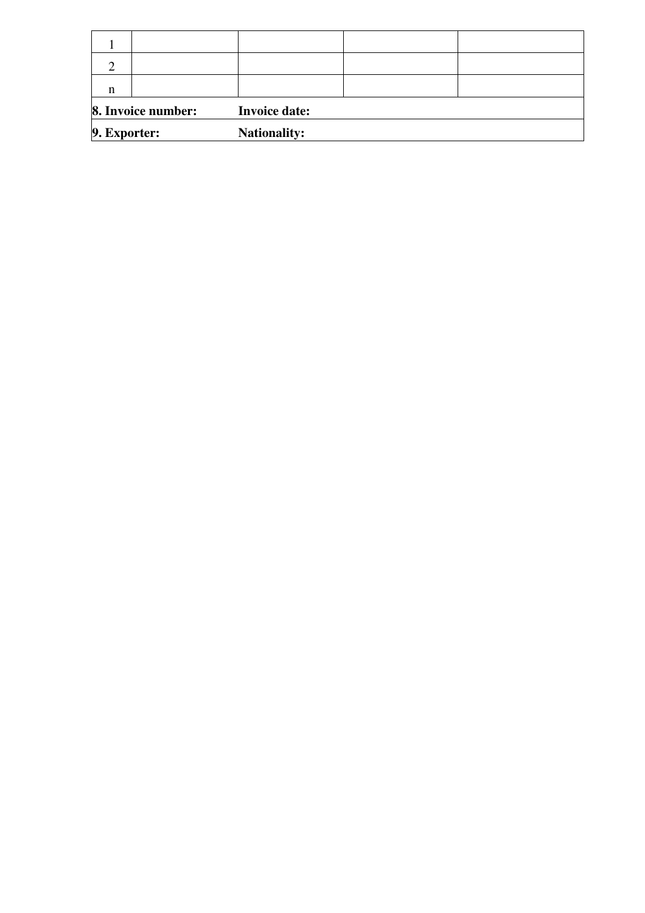| | | | | |
|---|---|---|---|---|
| 1 | | | | |
| 2 | | | | |
| n | | | | |
| **8. Invoice number:** | | **Invoice date:** | | |
| **9. Exporter:** | | **Nationality:** | | |